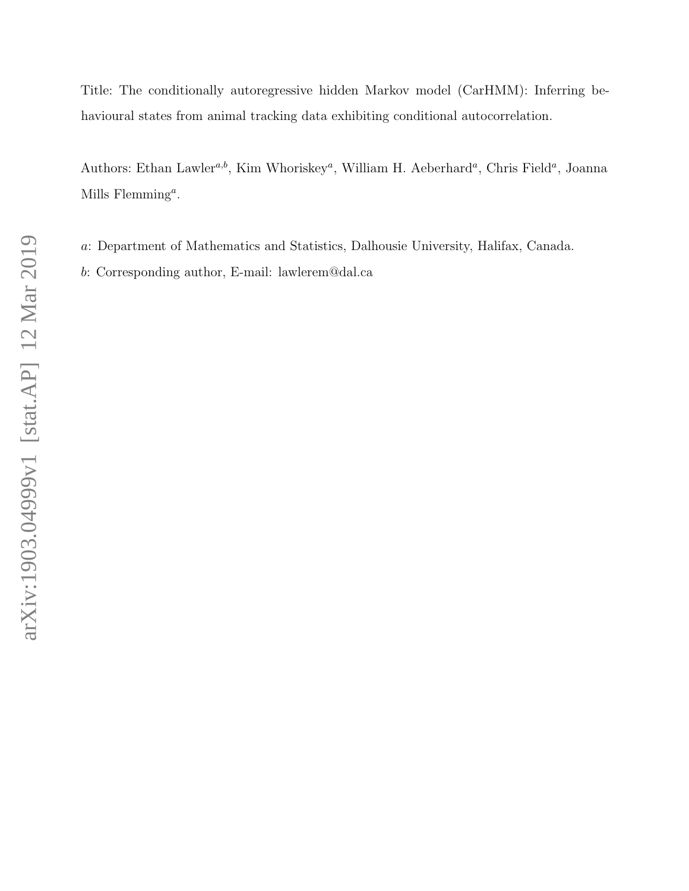Title: The conditionally autoregressive hidden Markov model (CarHMM): Inferring behavioural states from animal tracking data exhibiting conditional autocorrelation.

Authors: Ethan Lawler[a,b], Kim Whoriskey[a], William H. Aeberhard[a], Chris Field[a], Joanna Mills Flemming[a].

*a*: Department of Mathematics and Statistics, Dalhousie University, Halifax, Canada.

*b*: Corresponding author, E-mail: lawlerem@dal.ca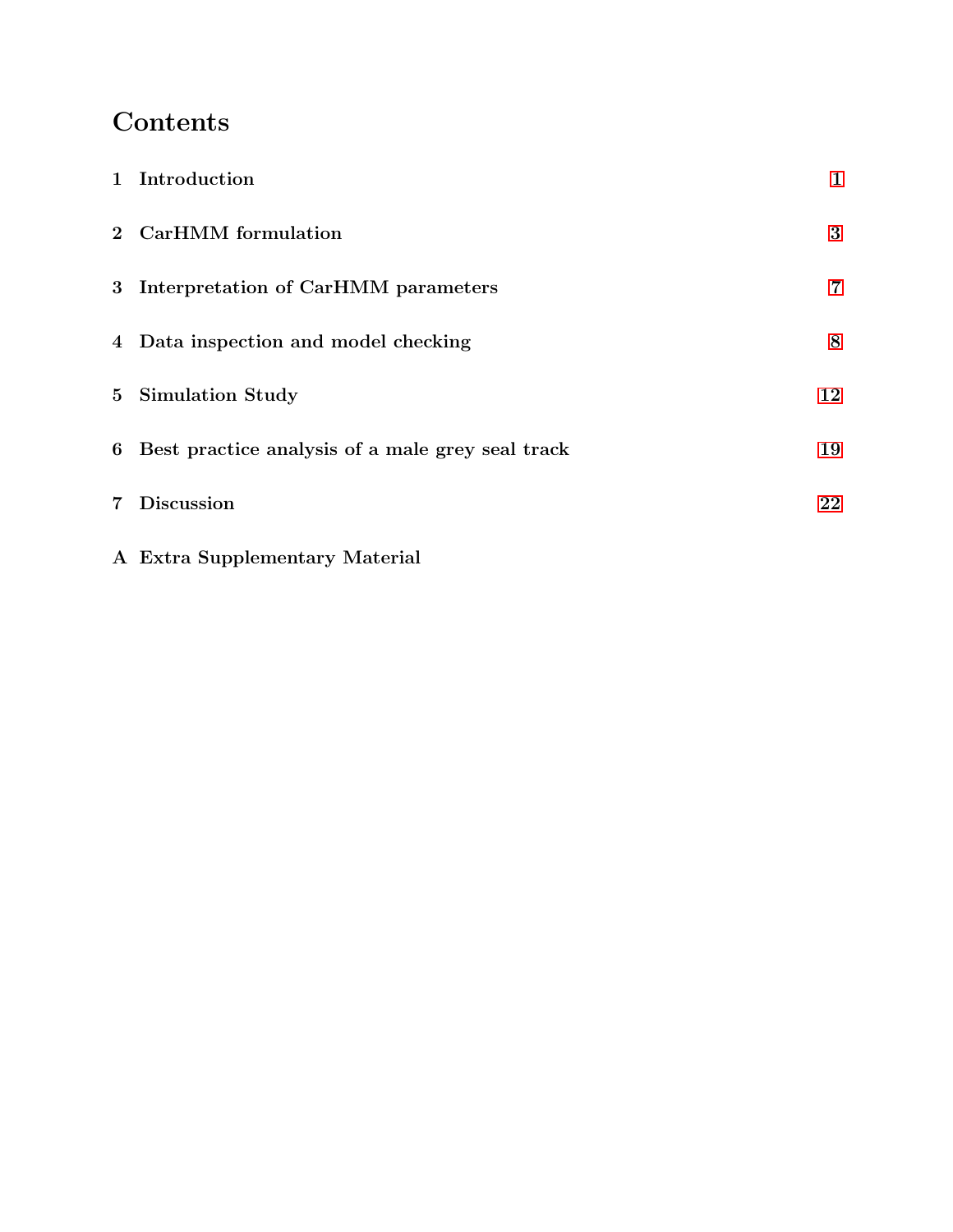# Contents

| | | |
|---|---|---|
| 1 | Introduction | 1 |
| 2 | CarHMM formulation | 3 |
| 3 | Interpretation of CarHMM parameters | 7 |
| 4 | Data inspection and model checking | 8 |
| 5 | Simulation Study | 12 |
| 6 | Best practice analysis of a male grey seal track | 19 |
| 7 | Discussion | 22 |
| A | Extra Supplementary Material | |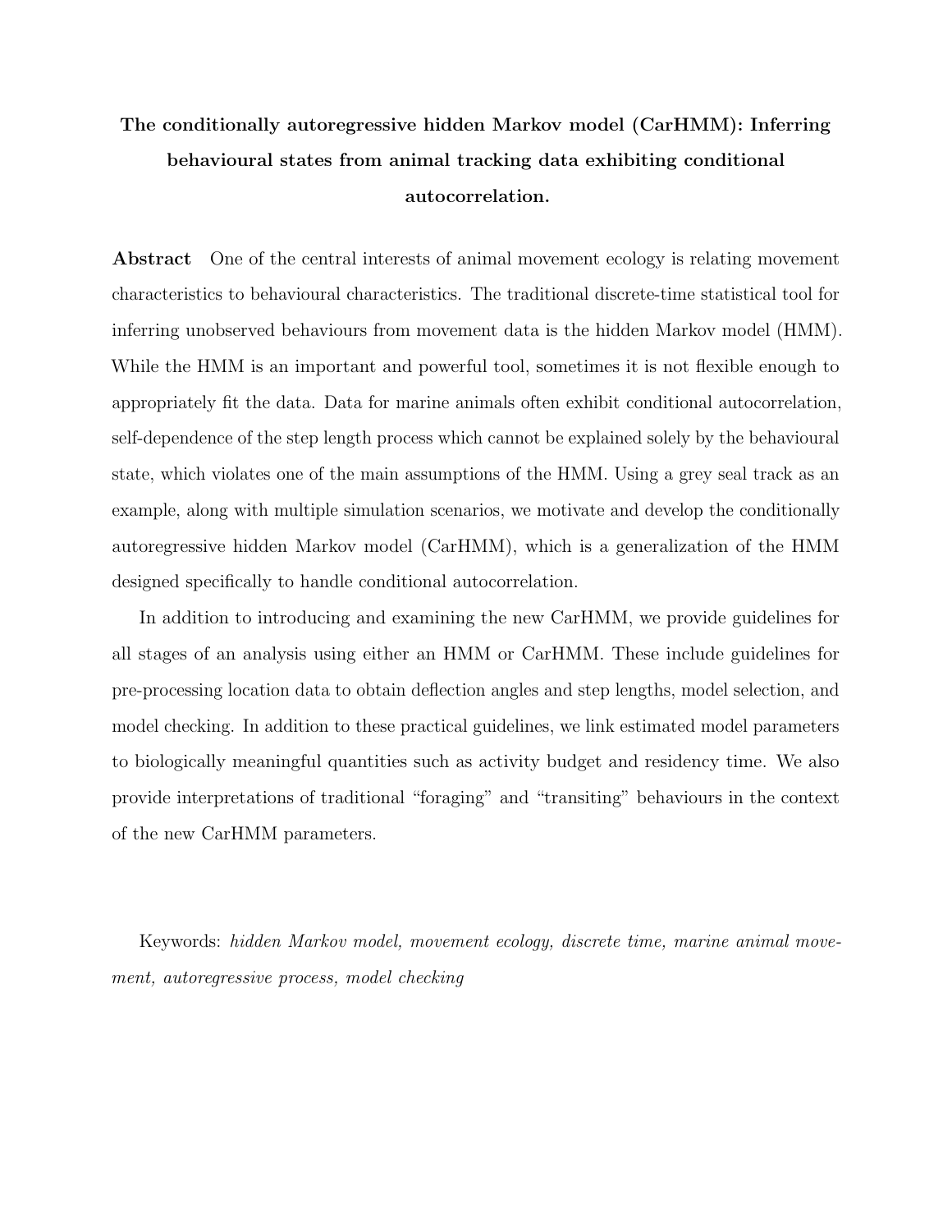**The conditionally autoregressive hidden Markov model (CarHMM): Inferring behavioural states from animal tracking data exhibiting conditional autocorrelation.**

**Abstract** One of the central interests of animal movement ecology is relating movement characteristics to behavioural characteristics. The traditional discrete-time statistical tool for inferring unobserved behaviours from movement data is the hidden Markov model (HMM). While the HMM is an important and powerful tool, sometimes it is not flexible enough to appropriately fit the data. Data for marine animals often exhibit conditional autocorrelation, self-dependence of the step length process which cannot be explained solely by the behavioural state, which violates one of the main assumptions of the HMM. Using a grey seal track as an example, along with multiple simulation scenarios, we motivate and develop the conditionally autoregressive hidden Markov model (CarHMM), which is a generalization of the HMM designed specifically to handle conditional autocorrelation.

In addition to introducing and examining the new CarHMM, we provide guidelines for all stages of an analysis using either an HMM or CarHMM. These include guidelines for pre-processing location data to obtain deflection angles and step lengths, model selection, and model checking. In addition to these practical guidelines, we link estimated model parameters to biologically meaningful quantities such as activity budget and residency time. We also provide interpretations of traditional "foraging" and "transiting" behaviours in the context of the new CarHMM parameters.

Keywords: *hidden Markov model, movement ecology, discrete time, marine animal movement, autoregressive process, model checking*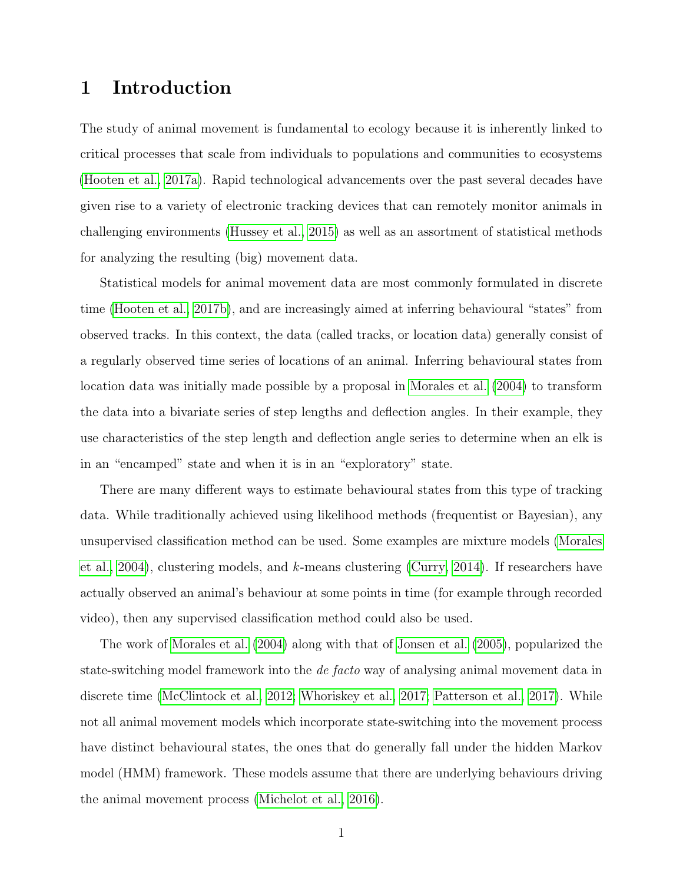# 1 Introduction

The study of animal movement is fundamental to ecology because it is inherently linked to critical processes that scale from individuals to populations and communities to ecosystems (Hooten et al., 2017a). Rapid technological advancements over the past several decades have given rise to a variety of electronic tracking devices that can remotely monitor animals in challenging environments (Hussey et al., 2015) as well as an assortment of statistical methods for analyzing the resulting (big) movement data.

Statistical models for animal movement data are most commonly formulated in discrete time (Hooten et al., 2017b), and are increasingly aimed at inferring behavioural "states" from observed tracks. In this context, the data (called tracks, or location data) generally consist of a regularly observed time series of locations of an animal. Inferring behavioural states from location data was initially made possible by a proposal in Morales et al. (2004) to transform the data into a bivariate series of step lengths and deflection angles. In their example, they use characteristics of the step length and deflection angle series to determine when an elk is in an "encamped" state and when it is in an "exploratory" state.

There are many different ways to estimate behavioural states from this type of tracking data. While traditionally achieved using likelihood methods (frequentist or Bayesian), any unsupervised classification method can be used. Some examples are mixture models (Morales et al., 2004), clustering models, and $k$-means clustering (Curry, 2014). If researchers have actually observed an animal's behaviour at some points in time (for example through recorded video), then any supervised classification method could also be used.

The work of Morales et al. (2004) along with that of Jonsen et al. (2005), popularized the state-switching model framework into the *de facto* way of analysing animal movement data in discrete time (McClintock et al., 2012; Whoriskey et al., 2017; Patterson et al., 2017). While not all animal movement models which incorporate state-switching into the movement process have distinct behavioural states, the ones that do generally fall under the hidden Markov model (HMM) framework. These models assume that there are underlying behaviours driving the animal movement process (Michelot et al., 2016).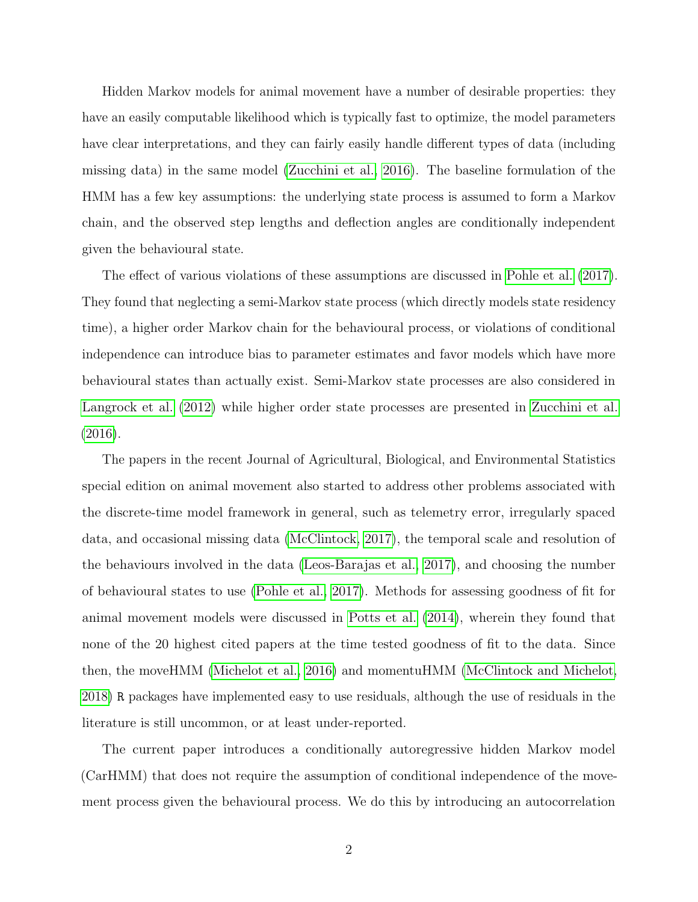Hidden Markov models for animal movement have a number of desirable properties: they have an easily computable likelihood which is typically fast to optimize, the model parameters have clear interpretations, and they can fairly easily handle different types of data (including missing data) in the same model (Zucchini et al., 2016). The baseline formulation of the HMM has a few key assumptions: the underlying state process is assumed to form a Markov chain, and the observed step lengths and deflection angles are conditionally independent given the behavioural state.

The effect of various violations of these assumptions are discussed in Pohle et al. (2017). They found that neglecting a semi-Markov state process (which directly models state residency time), a higher order Markov chain for the behavioural process, or violations of conditional independence can introduce bias to parameter estimates and favor models which have more behavioural states than actually exist. Semi-Markov state processes are also considered in Langrock et al. (2012) while higher order state processes are presented in Zucchini et al. (2016).

The papers in the recent Journal of Agricultural, Biological, and Environmental Statistics special edition on animal movement also started to address other problems associated with the discrete-time model framework in general, such as telemetry error, irregularly spaced data, and occasional missing data (McClintock, 2017), the temporal scale and resolution of the behaviours involved in the data (Leos-Barajas et al., 2017), and choosing the number of behavioural states to use (Pohle et al., 2017). Methods for assessing goodness of fit for animal movement models were discussed in Potts et al. (2014), wherein they found that none of the 20 highest cited papers at the time tested goodness of fit to the data. Since then, the moveHMM (Michelot et al., 2016) and momentuHMM (McClintock and Michelot, 2018) `R` packages have implemented easy to use residuals, although the use of residuals in the literature is still uncommon, or at least under-reported.

The current paper introduces a conditionally autoregressive hidden Markov model (CarHMM) that does not require the assumption of conditional independence of the movement process given the behavioural process. We do this by introducing an autocorrelation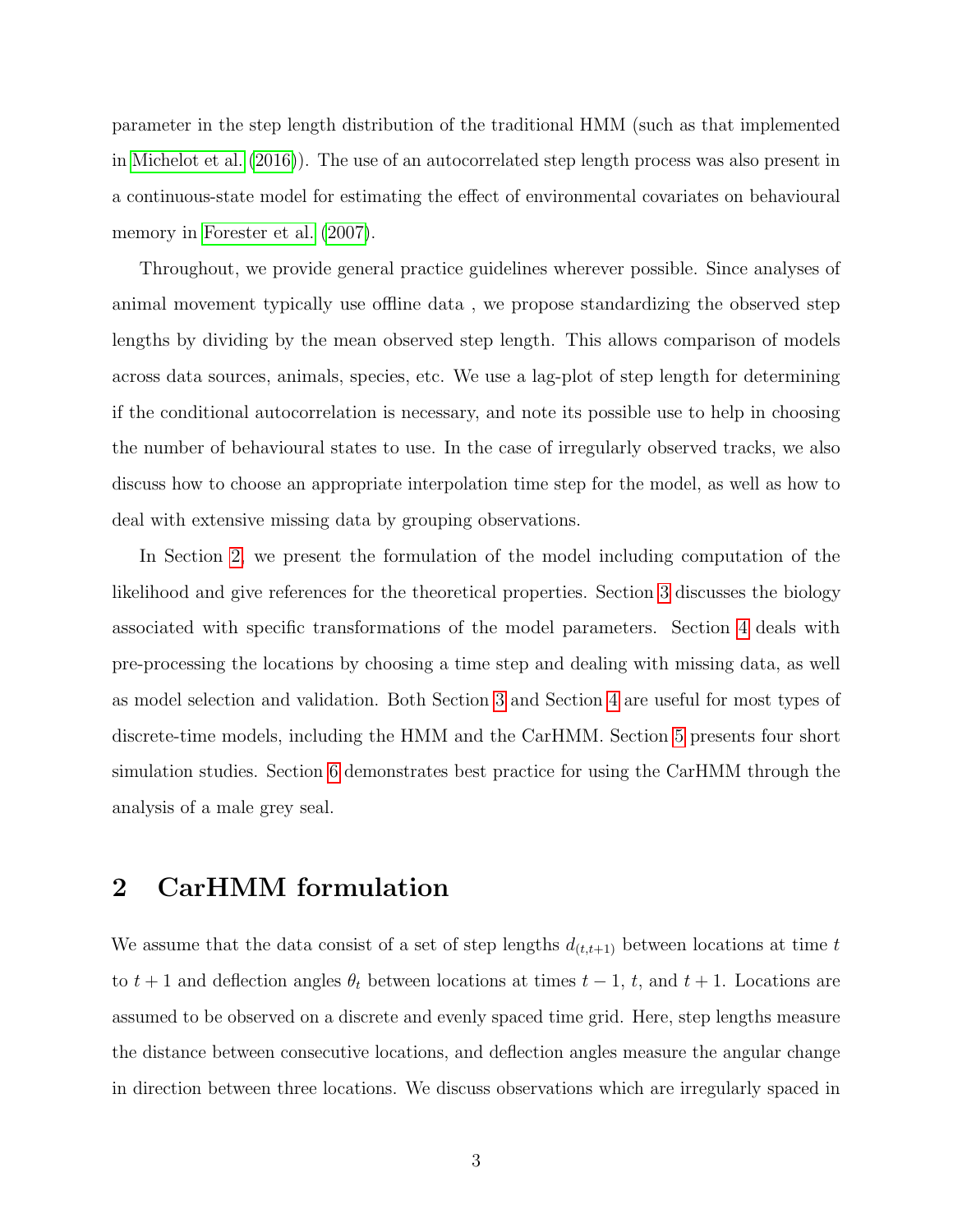parameter in the step length distribution of the traditional HMM (such as that implemented in Michelot et al. (2016)). The use of an autocorrelated step length process was also present in a continuous-state model for estimating the effect of environmental covariates on behavioural memory in Forester et al. (2007).

Throughout, we provide general practice guidelines wherever possible. Since analyses of animal movement typically use offline data , we propose standardizing the observed step lengths by dividing by the mean observed step length. This allows comparison of models across data sources, animals, species, etc. We use a lag-plot of step length for determining if the conditional autocorrelation is necessary, and note its possible use to help in choosing the number of behavioural states to use. In the case of irregularly observed tracks, we also discuss how to choose an appropriate interpolation time step for the model, as well as how to deal with extensive missing data by grouping observations.

In Section 2, we present the formulation of the model including computation of the likelihood and give references for the theoretical properties. Section 3 discusses the biology associated with specific transformations of the model parameters. Section 4 deals with pre-processing the locations by choosing a time step and dealing with missing data, as well as model selection and validation. Both Section 3 and Section 4 are useful for most types of discrete-time models, including the HMM and the CarHMM. Section 5 presents four short simulation studies. Section 6 demonstrates best practice for using the CarHMM through the analysis of a male grey seal.

## 2 CarHMM formulation

We assume that the data consist of a set of step lengths $d_{(t,t+1)}$ between locations at time $t$ to $t+1$ and deflection angles $\theta_t$ between locations at times $t-1$, $t$, and $t+1$. Locations are assumed to be observed on a discrete and evenly spaced time grid. Here, step lengths measure the distance between consecutive locations, and deflection angles measure the angular change in direction between three locations. We discuss observations which are irregularly spaced in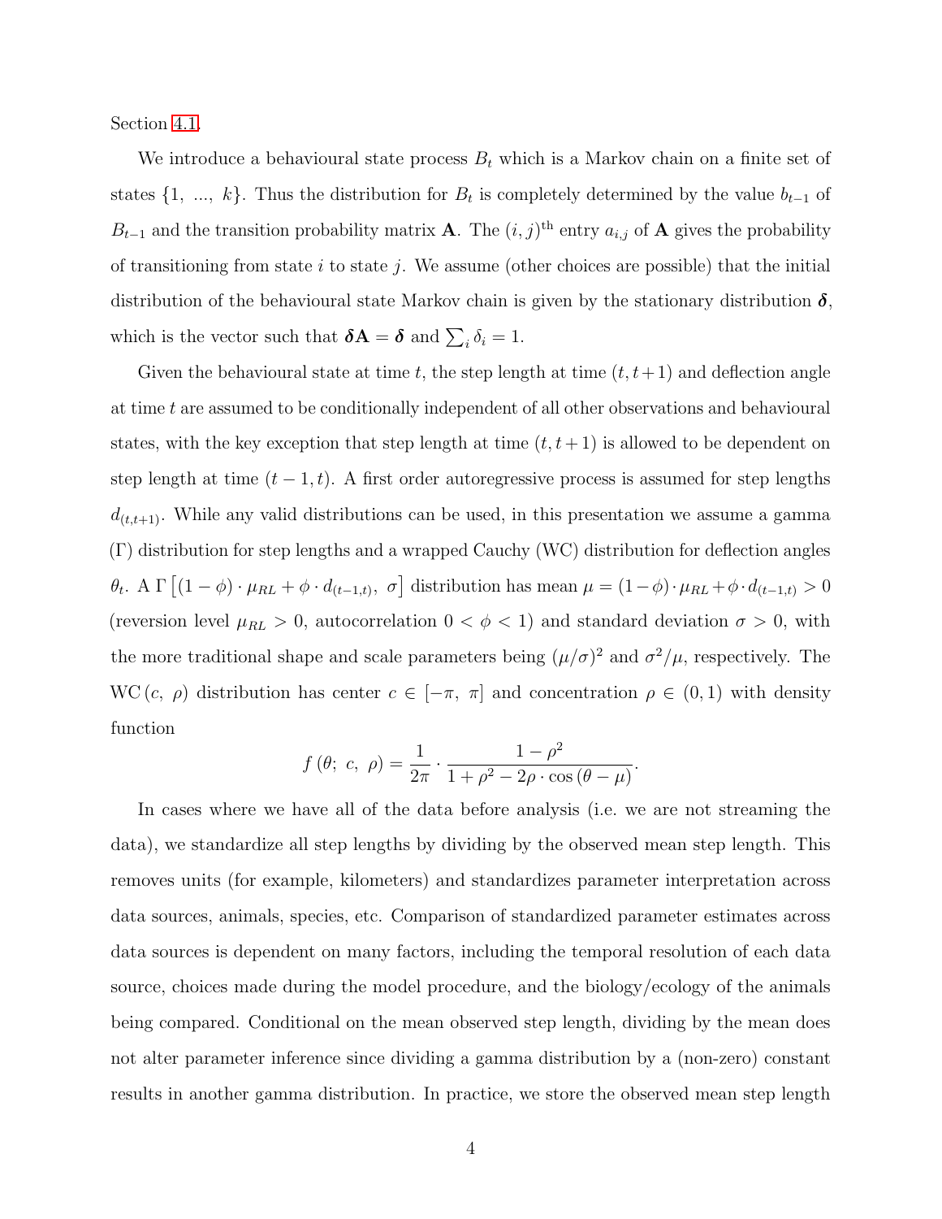Section 4.1.

We introduce a behavioural state process $B_t$ which is a Markov chain on a finite set of states $\{1, \; ..., \; k\}$. Thus the distribution for $B_t$ is completely determined by the value $b_{t-1}$ of $B_{t-1}$ and the transition probability matrix $\mathbf{A}$. The $(i,j)^{\text{th}}$ entry $a_{i,j}$ of $\mathbf{A}$ gives the probability of transitioning from state $i$ to state $j$. We assume (other choices are possible) that the initial distribution of the behavioural state Markov chain is given by the stationary distribution $\boldsymbol{\delta}$, which is the vector such that $\boldsymbol{\delta}\mathbf{A} = \boldsymbol{\delta}$ and $\sum_i \delta_i = 1$.

Given the behavioural state at time $t$, the step length at time $(t, t+1)$ and deflection angle at time $t$ are assumed to be conditionally independent of all other observations and behavioural states, with the key exception that step length at time $(t, t+1)$ is allowed to be dependent on step length at time $(t-1, t)$. A first order autoregressive process is assumed for step lengths $d_{(t,t+1)}$. While any valid distributions can be used, in this presentation we assume a gamma $(\Gamma)$ distribution for step lengths and a wrapped Cauchy (WC) distribution for deflection angles $\theta_t$. A $\Gamma\left[(1-\phi)\cdot\mu_{RL} + \phi\cdot d_{(t-1,t)}, \; \sigma\right]$ distribution has mean $\mu = (1-\phi)\cdot\mu_{RL} + \phi\cdot d_{(t-1,t)} > 0$ (reversion level $\mu_{RL} > 0$, autocorrelation $0 < \phi < 1$) and standard deviation $\sigma > 0$, with the more traditional shape and scale parameters being $(\mu/\sigma)^2$ and $\sigma^2/\mu$, respectively. The $\text{WC}\,(c, \; \rho)$ distribution has center $c \in [-\pi, \; \pi]$ and concentration $\rho \in (0, 1)$ with density function

$$f\left(\theta; \; c, \; \rho\right) = \frac{1}{2\pi} \cdot \frac{1-\rho^2}{1+\rho^2 - 2\rho\cdot\cos\left(\theta - \mu\right)}.$$

In cases where we have all of the data before analysis (i.e. we are not streaming the data), we standardize all step lengths by dividing by the observed mean step length. This removes units (for example, kilometers) and standardizes parameter interpretation across data sources, animals, species, etc. Comparison of standardized parameter estimates across data sources is dependent on many factors, including the temporal resolution of each data source, choices made during the model procedure, and the biology/ecology of the animals being compared. Conditional on the mean observed step length, dividing by the mean does not alter parameter inference since dividing a gamma distribution by a (non-zero) constant results in another gamma distribution. In practice, we store the observed mean step length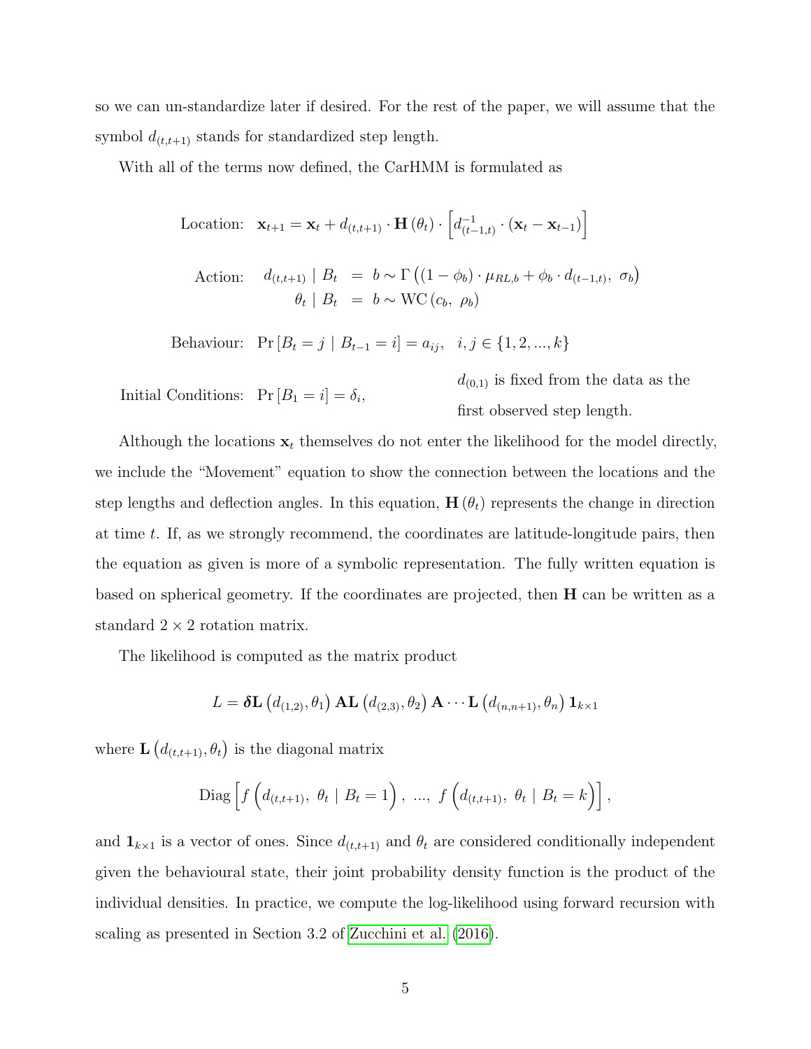so we can un-standardize later if desired. For the rest of the paper, we will assume that the symbol $d_{(t,t+1)}$ stands for standardized step length.

With all of the terms now defined, the CarHMM is formulated as

$$\text{Location:} \quad \mathbf{x}_{t+1} = \mathbf{x}_t + d_{(t,t+1)} \cdot \mathbf{H}(\theta_t) \cdot \left[ d_{(t-1,t)}^{-1} \cdot (\mathbf{x}_t - \mathbf{x}_{t-1}) \right]$$

$$\text{Action:} \quad \begin{aligned} d_{(t,t+1)} \mid B_t &= b \sim \Gamma\left( (1-\phi_b) \cdot \mu_{RL,b} + \phi_b \cdot d_{(t-1,t)},\ \sigma_b \right) \\ \theta_t \mid B_t &= b \sim \text{WC}\left(c_b,\ \rho_b\right) \end{aligned}$$

$$\text{Behaviour:} \quad \Pr\left[B_t = j \mid B_{t-1} = i\right] = a_{ij}, \quad i, j \in \{1, 2, ..., k\}$$

$$\text{Initial Conditions:} \quad \Pr\left[B_1 = i\right] = \delta_i,$$

$d_{(0,1)}$ is fixed from the data as the first observed step length.

Although the locations $\mathbf{x}_t$ themselves do not enter the likelihood for the model directly, we include the "Movement" equation to show the connection between the locations and the step lengths and deflection angles. In this equation, $\mathbf{H}(\theta_t)$ represents the change in direction at time $t$. If, as we strongly recommend, the coordinates are latitude-longitude pairs, then the equation as given is more of a symbolic representation. The fully written equation is based on spherical geometry. If the coordinates are projected, then $\mathbf{H}$ can be written as a standard $2 \times 2$ rotation matrix.

The likelihood is computed as the matrix product

$$L = \boldsymbol{\delta} \mathbf{L}\left(d_{(1,2)}, \theta_1\right) \mathbf{A} \mathbf{L}\left(d_{(2,3)}, \theta_2\right) \mathbf{A} \cdots \mathbf{L}\left(d_{(n,n+1)}, \theta_n\right) \mathbf{1}_{k \times 1}$$

where $\mathbf{L}\left(d_{(t,t+1)}, \theta_t\right)$ is the diagonal matrix

$$\text{Diag}\left[ f\left(d_{(t,t+1)},\ \theta_t \mid B_t = 1\right),\ ...,\ f\left(d_{(t,t+1)},\ \theta_t \mid B_t = k\right) \right],$$

and $\mathbf{1}_{k \times 1}$ is a vector of ones. Since $d_{(t,t+1)}$ and $\theta_t$ are considered conditionally independent given the behavioural state, their joint probability density function is the product of the individual densities. In practice, we compute the log-likelihood using forward recursion with scaling as presented in Section 3.2 of Zucchini et al. (2016).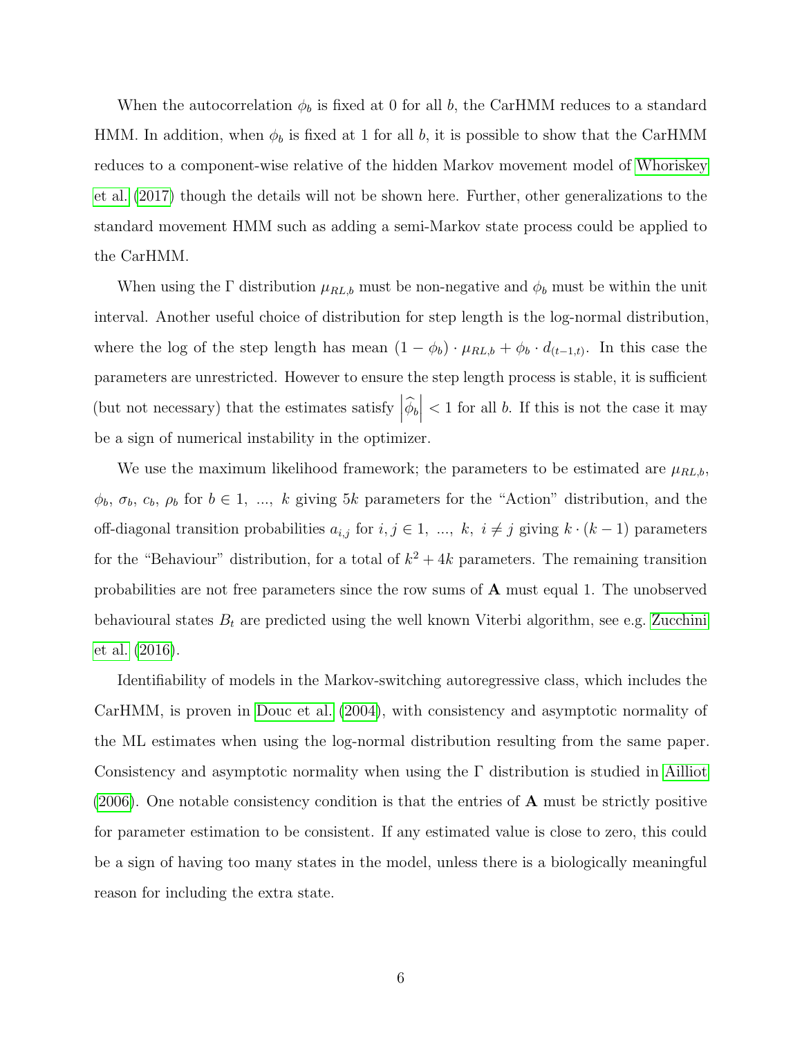When the autocorrelation $\phi_b$ is fixed at 0 for all $b$, the CarHMM reduces to a standard HMM. In addition, when $\phi_b$ is fixed at 1 for all $b$, it is possible to show that the CarHMM reduces to a component-wise relative of the hidden Markov movement model of Whoriskey et al. (2017) though the details will not be shown here. Further, other generalizations to the standard movement HMM such as adding a semi-Markov state process could be applied to the CarHMM.

When using the $\Gamma$ distribution $\mu_{RL,b}$ must be non-negative and $\phi_b$ must be within the unit interval. Another useful choice of distribution for step length is the log-normal distribution, where the log of the step length has mean $(1 - \phi_b) \cdot \mu_{RL,b} + \phi_b \cdot d_{(t-1,t)}$. In this case the parameters are unrestricted. However to ensure the step length process is stable, it is sufficient (but not necessary) that the estimates satisfy $\left|\widehat{\phi_b}\right| < 1$ for all $b$. If this is not the case it may be a sign of numerical instability in the optimizer.

We use the maximum likelihood framework; the parameters to be estimated are $\mu_{RL,b}$, $\phi_b$, $\sigma_b$, $c_b$, $\rho_b$ for $b \in 1, \ ..., \ k$ giving $5k$ parameters for the "Action" distribution, and the off-diagonal transition probabilities $a_{i,j}$ for $i, j \in 1, \ ..., \ k, \ i \neq j$ giving $k \cdot (k-1)$ parameters for the "Behaviour" distribution, for a total of $k^2 + 4k$ parameters. The remaining transition probabilities are not free parameters since the row sums of $\mathbf{A}$ must equal 1. The unobserved behavioural states $B_t$ are predicted using the well known Viterbi algorithm, see e.g. Zucchini et al. (2016).

Identifiability of models in the Markov-switching autoregressive class, which includes the CarHMM, is proven in Douc et al. (2004), with consistency and asymptotic normality of the ML estimates when using the log-normal distribution resulting from the same paper. Consistency and asymptotic normality when using the $\Gamma$ distribution is studied in Ailliot (2006). One notable consistency condition is that the entries of $\mathbf{A}$ must be strictly positive for parameter estimation to be consistent. If any estimated value is close to zero, this could be a sign of having too many states in the model, unless there is a biologically meaningful reason for including the extra state.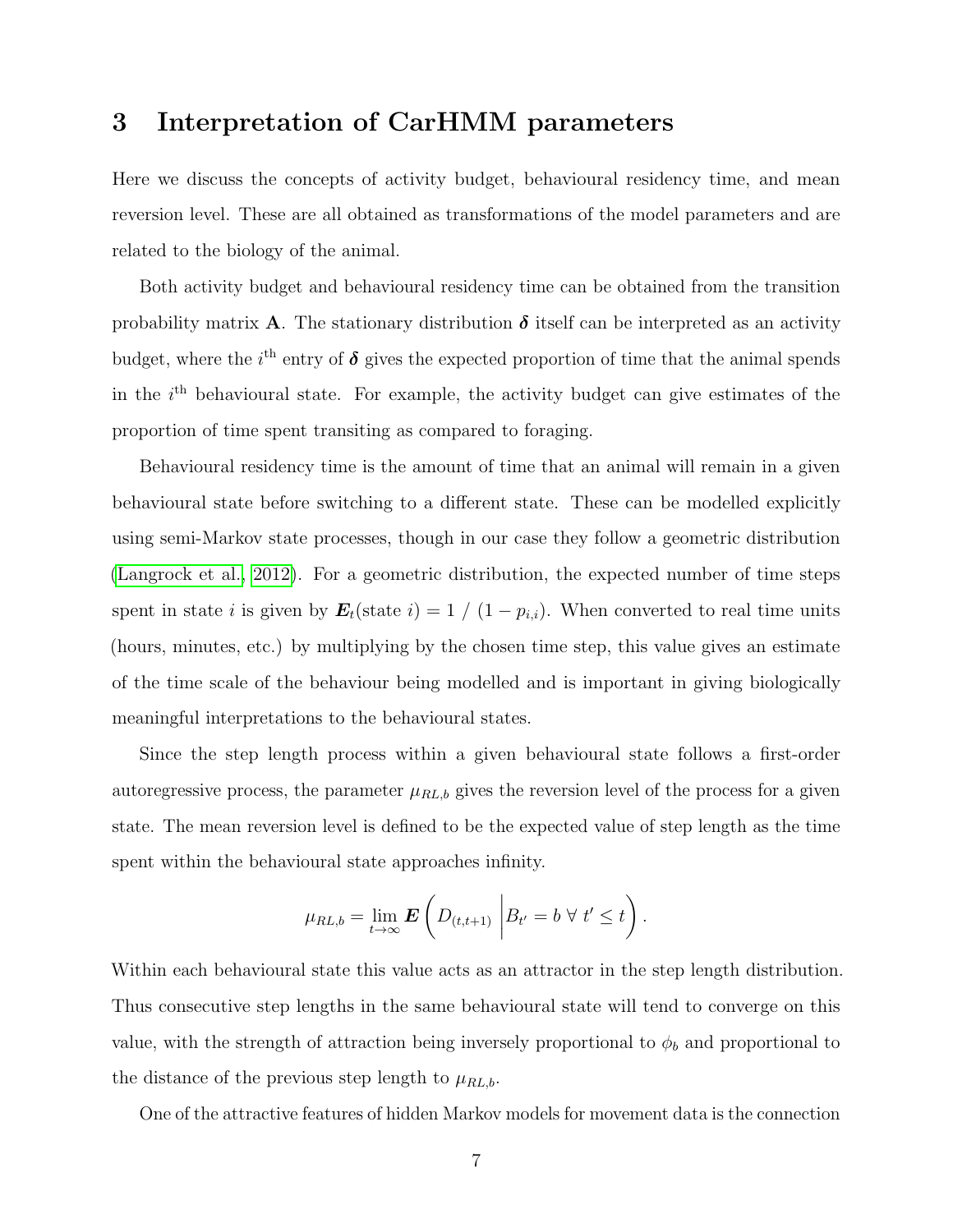# 3 Interpretation of CarHMM parameters

Here we discuss the concepts of activity budget, behavioural residency time, and mean reversion level. These are all obtained as transformations of the model parameters and are related to the biology of the animal.

Both activity budget and behavioural residency time can be obtained from the transition probability matrix $\mathbf{A}$. The stationary distribution $\boldsymbol{\delta}$ itself can be interpreted as an activity budget, where the $i^{\text{th}}$ entry of $\boldsymbol{\delta}$ gives the expected proportion of time that the animal spends in the $i^{\text{th}}$ behavioural state. For example, the activity budget can give estimates of the proportion of time spent transiting as compared to foraging.

Behavioural residency time is the amount of time that an animal will remain in a given behavioural state before switching to a different state. These can be modelled explicitly using semi-Markov state processes, though in our case they follow a geometric distribution (Langrock et al., 2012). For a geometric distribution, the expected number of time steps spent in state $i$ is given by $\boldsymbol{E}_t(\text{state } i) = 1 \;/\; (1 - p_{i,i})$. When converted to real time units (hours, minutes, etc.) by multiplying by the chosen time step, this value gives an estimate of the time scale of the behaviour being modelled and is important in giving biologically meaningful interpretations to the behavioural states.

Since the step length process within a given behavioural state follows a first-order autoregressive process, the parameter $\mu_{RL,b}$ gives the reversion level of the process for a given state. The mean reversion level is defined to be the expected value of step length as the time spent within the behavioural state approaches infinity.

$$\mu_{RL,b} = \lim_{t \to \infty} \boldsymbol{E}\left( D_{(t,t+1)} \;\middle|\; B_{t'} = b \;\forall\; t' \leq t \right).$$

Within each behavioural state this value acts as an attractor in the step length distribution. Thus consecutive step lengths in the same behavioural state will tend to converge on this value, with the strength of attraction being inversely proportional to $\phi_b$ and proportional to the distance of the previous step length to $\mu_{RL,b}$.

One of the attractive features of hidden Markov models for movement data is the connection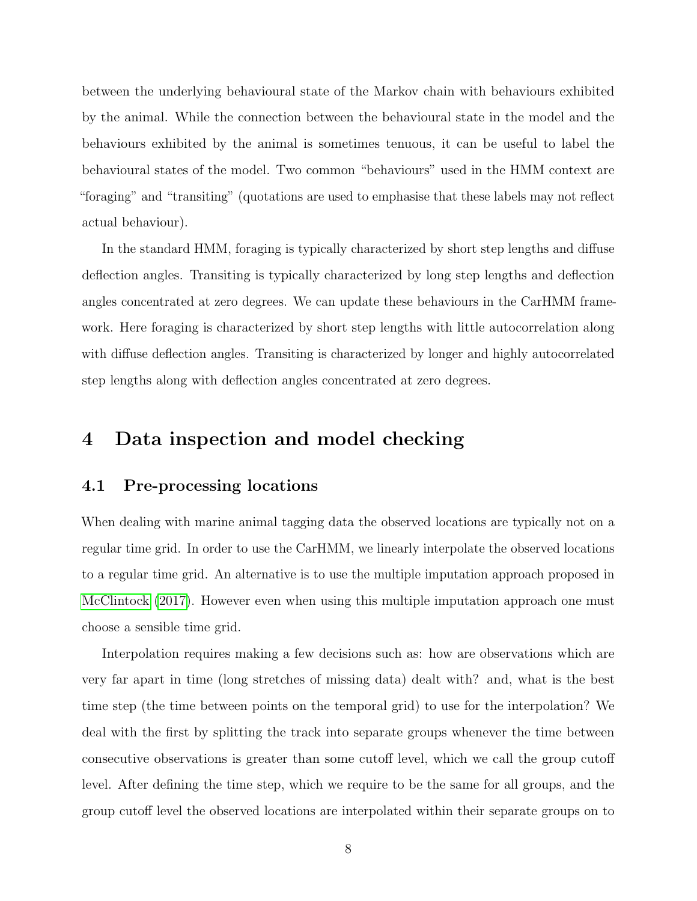between the underlying behavioural state of the Markov chain with behaviours exhibited by the animal. While the connection between the behavioural state in the model and the behaviours exhibited by the animal is sometimes tenuous, it can be useful to label the behavioural states of the model. Two common "behaviours" used in the HMM context are "foraging" and "transiting" (quotations are used to emphasise that these labels may not reflect actual behaviour).

In the standard HMM, foraging is typically characterized by short step lengths and diffuse deflection angles. Transiting is typically characterized by long step lengths and deflection angles concentrated at zero degrees. We can update these behaviours in the CarHMM framework. Here foraging is characterized by short step lengths with little autocorrelation along with diffuse deflection angles. Transiting is characterized by longer and highly autocorrelated step lengths along with deflection angles concentrated at zero degrees.

# 4 Data inspection and model checking

## 4.1 Pre-processing locations

When dealing with marine animal tagging data the observed locations are typically not on a regular time grid. In order to use the CarHMM, we linearly interpolate the observed locations to a regular time grid. An alternative is to use the multiple imputation approach proposed in McClintock (2017). However even when using this multiple imputation approach one must choose a sensible time grid.

Interpolation requires making a few decisions such as: how are observations which are very far apart in time (long stretches of missing data) dealt with? and, what is the best time step (the time between points on the temporal grid) to use for the interpolation? We deal with the first by splitting the track into separate groups whenever the time between consecutive observations is greater than some cutoff level, which we call the group cutoff level. After defining the time step, which we require to be the same for all groups, and the group cutoff level the observed locations are interpolated within their separate groups on to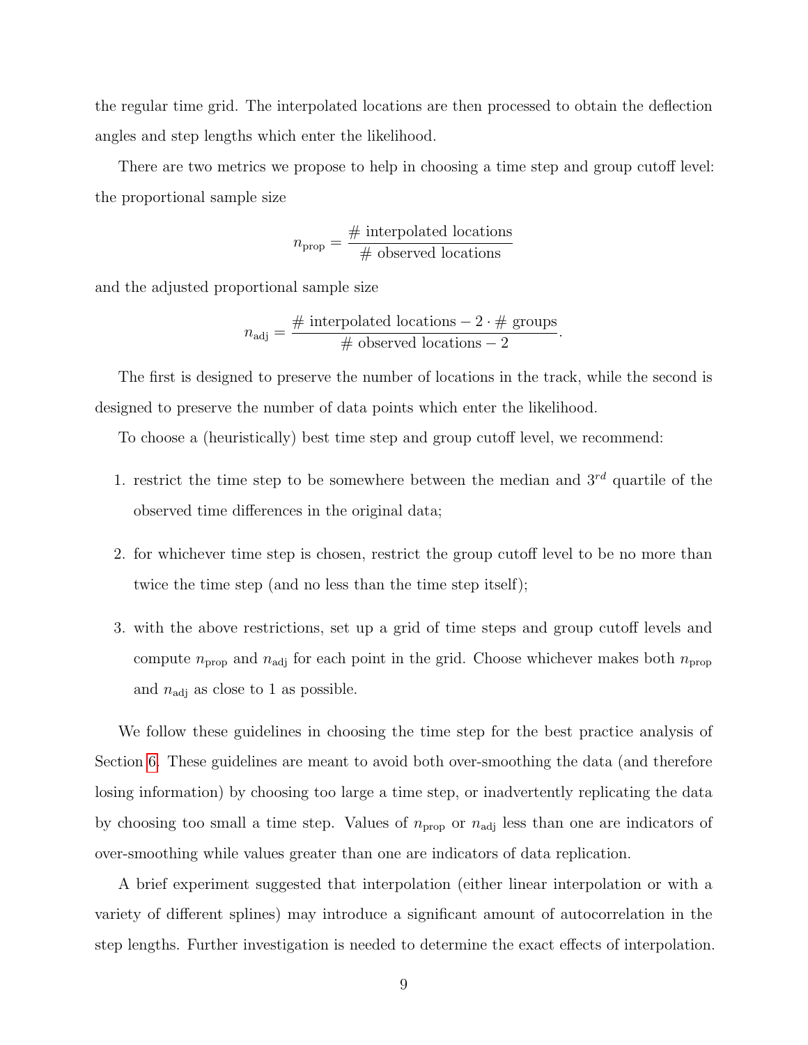the regular time grid. The interpolated locations are then processed to obtain the deflection angles and step lengths which enter the likelihood.

There are two metrics we propose to help in choosing a time step and group cutoff level: the proportional sample size

$$n_{\text{prop}} = \frac{\#\text{ interpolated locations}}{\#\text{ observed locations}}$$

and the adjusted proportional sample size

$$n_{\text{adj}} = \frac{\#\text{ interpolated locations} - 2 \cdot \#\text{ groups}}{\#\text{ observed locations} - 2}.$$

The first is designed to preserve the number of locations in the track, while the second is designed to preserve the number of data points which enter the likelihood.

To choose a (heuristically) best time step and group cutoff level, we recommend:

1. restrict the time step to be somewhere between the median and $3^{rd}$ quartile of the observed time differences in the original data;
2. for whichever time step is chosen, restrict the group cutoff level to be no more than twice the time step (and no less than the time step itself);
3. with the above restrictions, set up a grid of time steps and group cutoff levels and compute $n_{\text{prop}}$ and $n_{\text{adj}}$ for each point in the grid. Choose whichever makes both $n_{\text{prop}}$ and $n_{\text{adj}}$ as close to 1 as possible.

We follow these guidelines in choosing the time step for the best practice analysis of Section 6. These guidelines are meant to avoid both over-smoothing the data (and therefore losing information) by choosing too large a time step, or inadvertently replicating the data by choosing too small a time step. Values of $n_{\text{prop}}$ or $n_{\text{adj}}$ less than one are indicators of over-smoothing while values greater than one are indicators of data replication.

A brief experiment suggested that interpolation (either linear interpolation or with a variety of different splines) may introduce a significant amount of autocorrelation in the step lengths. Further investigation is needed to determine the exact effects of interpolation.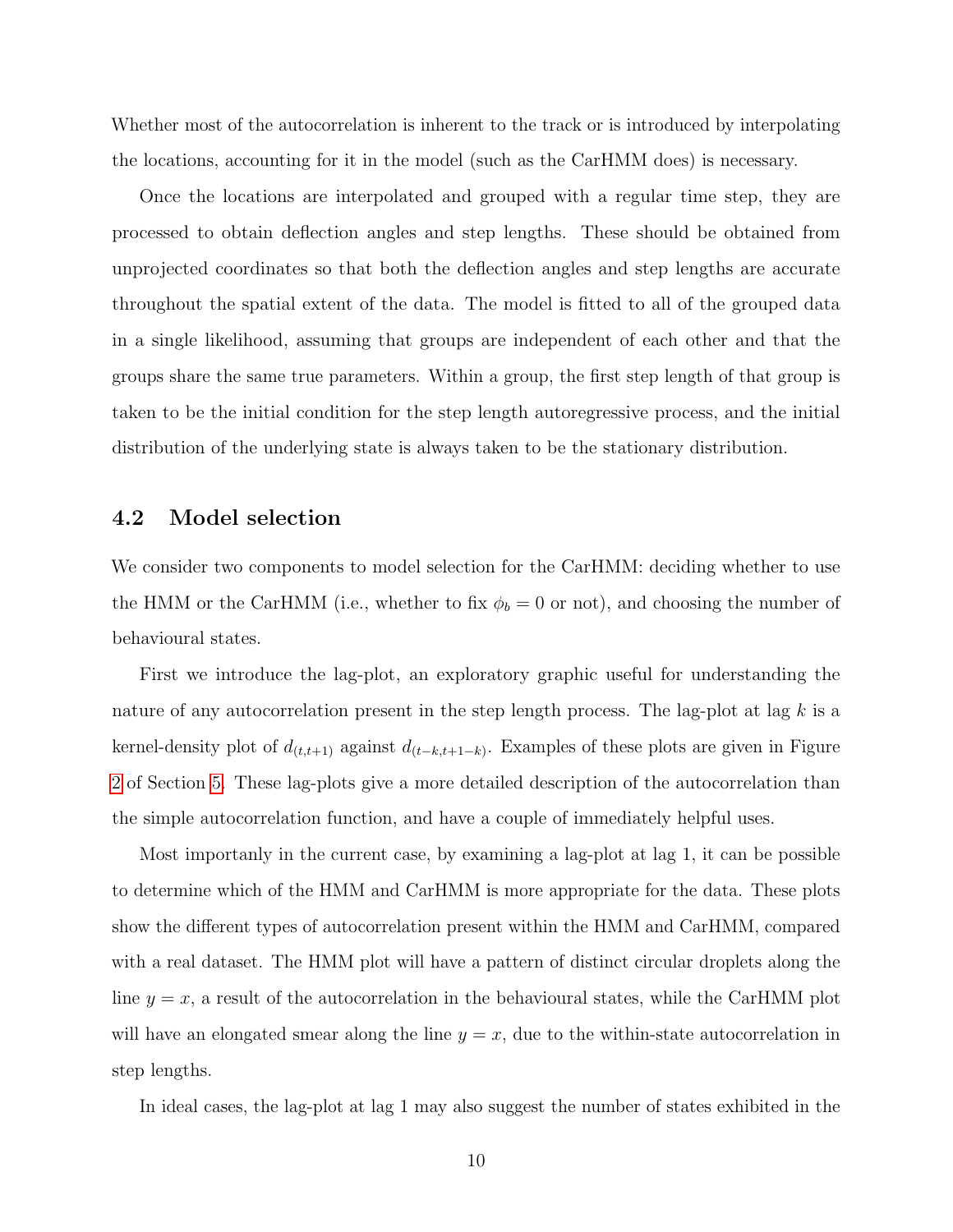Whether most of the autocorrelation is inherent to the track or is introduced by interpolating the locations, accounting for it in the model (such as the CarHMM does) is necessary.

Once the locations are interpolated and grouped with a regular time step, they are processed to obtain deflection angles and step lengths. These should be obtained from unprojected coordinates so that both the deflection angles and step lengths are accurate throughout the spatial extent of the data. The model is fitted to all of the grouped data in a single likelihood, assuming that groups are independent of each other and that the groups share the same true parameters. Within a group, the first step length of that group is taken to be the initial condition for the step length autoregressive process, and the initial distribution of the underlying state is always taken to be the stationary distribution.

## 4.2 Model selection

We consider two components to model selection for the CarHMM: deciding whether to use the HMM or the CarHMM (i.e., whether to fix $\phi_b = 0$ or not), and choosing the number of behavioural states.

First we introduce the lag-plot, an exploratory graphic useful for understanding the nature of any autocorrelation present in the step length process. The lag-plot at lag $k$ is a kernel-density plot of $d_{(t,t+1)}$ against $d_{(t-k,t+1-k)}$. Examples of these plots are given in Figure 2 of Section 5. These lag-plots give a more detailed description of the autocorrelation than the simple autocorrelation function, and have a couple of immediately helpful uses.

Most importantly in the current case, by examining a lag-plot at lag 1, it can be possible to determine which of the HMM and CarHMM is more appropriate for the data. These plots show the different types of autocorrelation present within the HMM and CarHMM, compared with a real dataset. The HMM plot will have a pattern of distinct circular droplets along the line $y = x$, a result of the autocorrelation in the behavioural states, while the CarHMM plot will have an elongated smear along the line $y = x$, due to the within-state autocorrelation in step lengths.

In ideal cases, the lag-plot at lag 1 may also suggest the number of states exhibited in the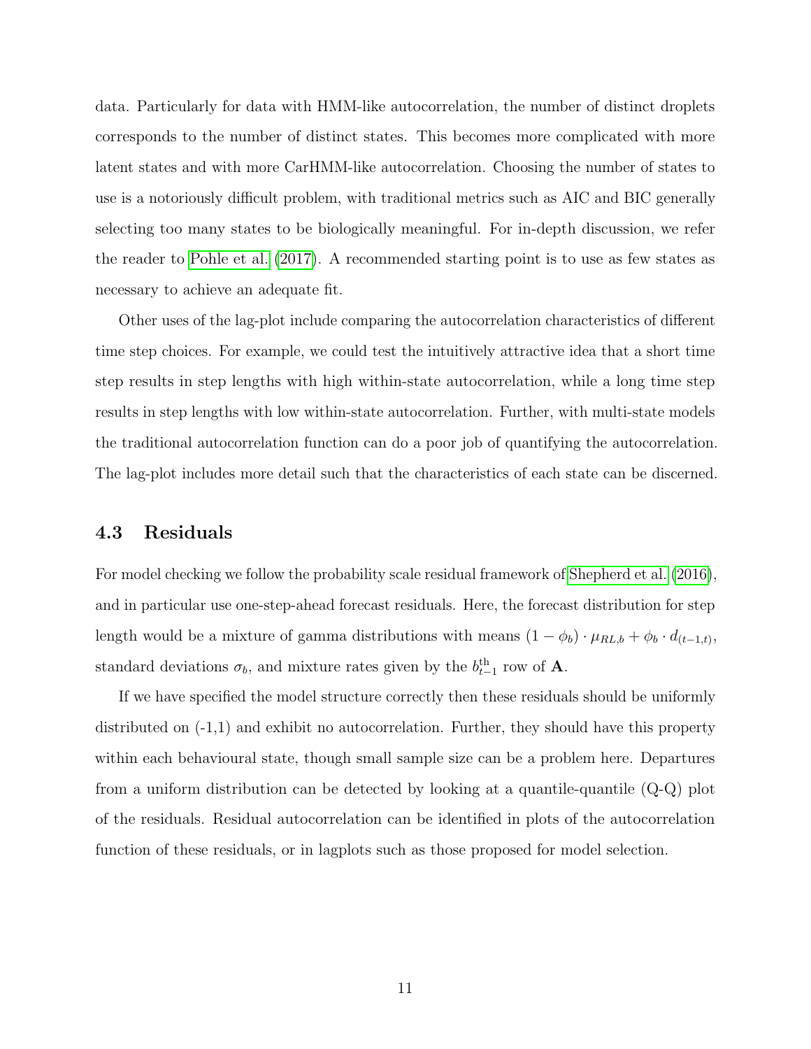data. Particularly for data with HMM-like autocorrelation, the number of distinct droplets corresponds to the number of distinct states. This becomes more complicated with more latent states and with more CarHMM-like autocorrelation. Choosing the number of states to use is a notoriously difficult problem, with traditional metrics such as AIC and BIC generally selecting too many states to be biologically meaningful. For in-depth discussion, we refer the reader to Pohle et al. (2017). A recommended starting point is to use as few states as necessary to achieve an adequate fit.

Other uses of the lag-plot include comparing the autocorrelation characteristics of different time step choices. For example, we could test the intuitively attractive idea that a short time step results in step lengths with high within-state autocorrelation, while a long time step results in step lengths with low within-state autocorrelation. Further, with multi-state models the traditional autocorrelation function can do a poor job of quantifying the autocorrelation. The lag-plot includes more detail such that the characteristics of each state can be discerned.

### 4.3 Residuals

For model checking we follow the probability scale residual framework of Shepherd et al. (2016), and in particular use one-step-ahead forecast residuals. Here, the forecast distribution for step length would be a mixture of gamma distributions with means $(1 - \phi_b) \cdot \mu_{RL,b} + \phi_b \cdot d_{(t-1,t)}$, standard deviations $\sigma_b$, and mixture rates given by the $b_{t-1}^{\text{th}}$ row of $\mathbf{A}$.

If we have specified the model structure correctly then these residuals should be uniformly distributed on (-1,1) and exhibit no autocorrelation. Further, they should have this property within each behavioural state, though small sample size can be a problem here. Departures from a uniform distribution can be detected by looking at a quantile-quantile (Q-Q) plot of the residuals. Residual autocorrelation can be identified in plots of the autocorrelation function of these residuals, or in lagplots such as those proposed for model selection.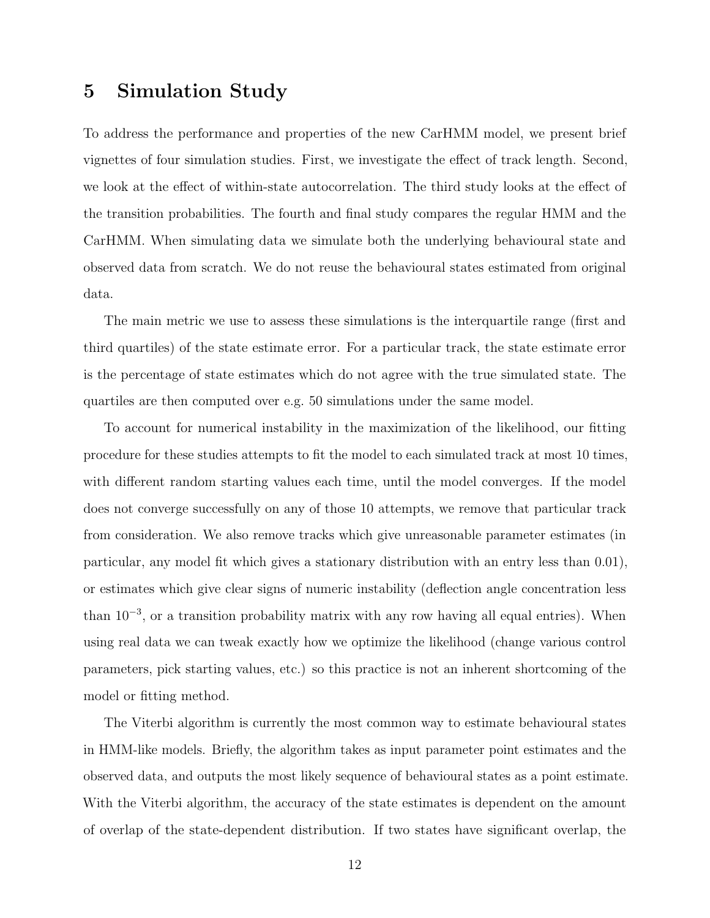# 5 Simulation Study

To address the performance and properties of the new CarHMM model, we present brief vignettes of four simulation studies. First, we investigate the effect of track length. Second, we look at the effect of within-state autocorrelation. The third study looks at the effect of the transition probabilities. The fourth and final study compares the regular HMM and the CarHMM. When simulating data we simulate both the underlying behavioural state and observed data from scratch. We do not reuse the behavioural states estimated from original data.

The main metric we use to assess these simulations is the interquartile range (first and third quartiles) of the state estimate error. For a particular track, the state estimate error is the percentage of state estimates which do not agree with the true simulated state. The quartiles are then computed over e.g. 50 simulations under the same model.

To account for numerical instability in the maximization of the likelihood, our fitting procedure for these studies attempts to fit the model to each simulated track at most 10 times, with different random starting values each time, until the model converges. If the model does not converge successfully on any of those 10 attempts, we remove that particular track from consideration. We also remove tracks which give unreasonable parameter estimates (in particular, any model fit which gives a stationary distribution with an entry less than 0.01), or estimates which give clear signs of numeric instability (deflection angle concentration less than $10^{-3}$, or a transition probability matrix with any row having all equal entries). When using real data we can tweak exactly how we optimize the likelihood (change various control parameters, pick starting values, etc.) so this practice is not an inherent shortcoming of the model or fitting method.

The Viterbi algorithm is currently the most common way to estimate behavioural states in HMM-like models. Briefly, the algorithm takes as input parameter point estimates and the observed data, and outputs the most likely sequence of behavioural states as a point estimate. With the Viterbi algorithm, the accuracy of the state estimates is dependent on the amount of overlap of the state-dependent distribution. If two states have significant overlap, the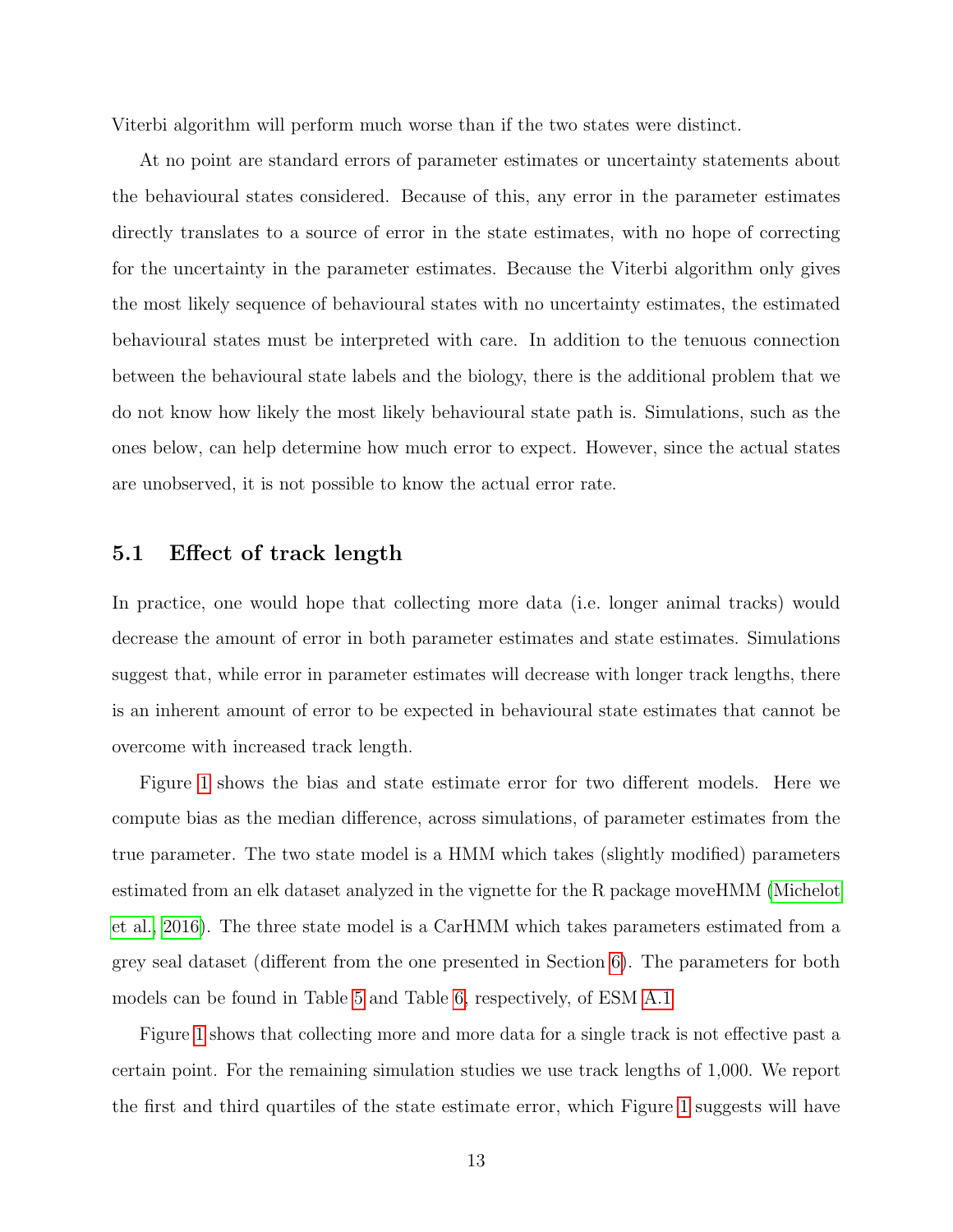Viterbi algorithm will perform much worse than if the two states were distinct.

At no point are standard errors of parameter estimates or uncertainty statements about the behavioural states considered. Because of this, any error in the parameter estimates directly translates to a source of error in the state estimates, with no hope of correcting for the uncertainty in the parameter estimates. Because the Viterbi algorithm only gives the most likely sequence of behavioural states with no uncertainty estimates, the estimated behavioural states must be interpreted with care. In addition to the tenuous connection between the behavioural state labels and the biology, there is the additional problem that we do not know how likely the most likely behavioural state path is. Simulations, such as the ones below, can help determine how much error to expect. However, since the actual states are unobserved, it is not possible to know the actual error rate.

## 5.1 Effect of track length

In practice, one would hope that collecting more data (i.e. longer animal tracks) would decrease the amount of error in both parameter estimates and state estimates. Simulations suggest that, while error in parameter estimates will decrease with longer track lengths, there is an inherent amount of error to be expected in behavioural state estimates that cannot be overcome with increased track length.

Figure 1 shows the bias and state estimate error for two different models. Here we compute bias as the median difference, across simulations, of parameter estimates from the true parameter. The two state model is a HMM which takes (slightly modified) parameters estimated from an elk dataset analyzed in the vignette for the R package moveHMM (Michelot et al., 2016). The three state model is a CarHMM which takes parameters estimated from a grey seal dataset (different from the one presented in Section 6). The parameters for both models can be found in Table 5 and Table 6, respectively, of ESM A.1.

Figure 1 shows that collecting more and more data for a single track is not effective past a certain point. For the remaining simulation studies we use track lengths of 1,000. We report the first and third quartiles of the state estimate error, which Figure 1 suggests will have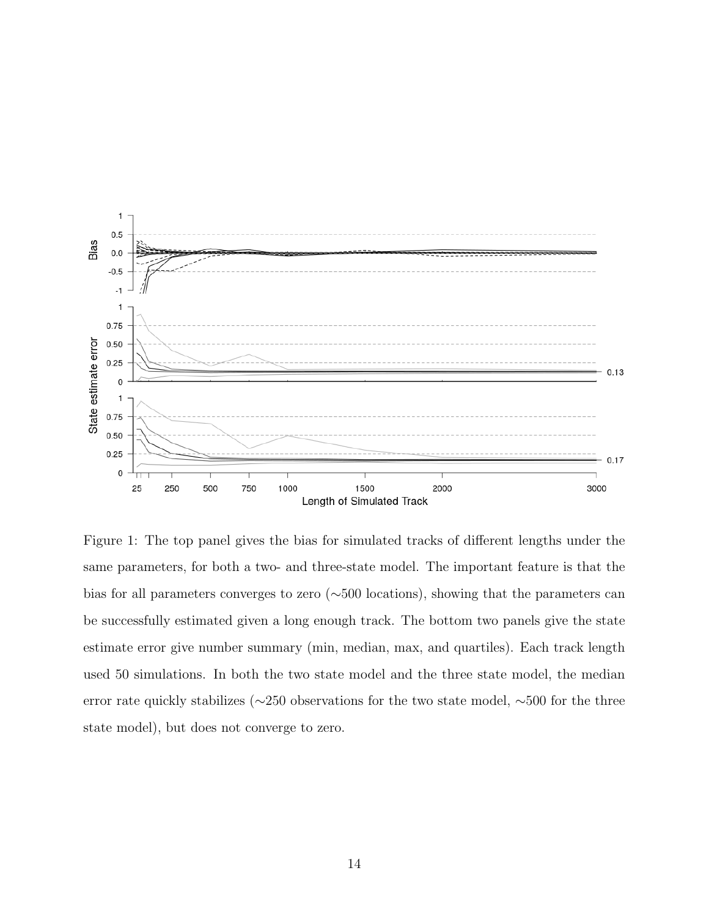Figure 1: The top panel gives the bias for simulated tracks of different lengths under the same parameters, for both a two- and three-state model. The important feature is that the bias for all parameters converges to zero (∼500 locations), showing that the parameters can be successfully estimated given a long enough track. The bottom two panels give the state estimate error give number summary (min, median, max, and quartiles). Each track length used 50 simulations. In both the two state model and the three state model, the median error rate quickly stabilizes (∼250 observations for the two state model, ∼500 for the three state model), but does not converge to zero.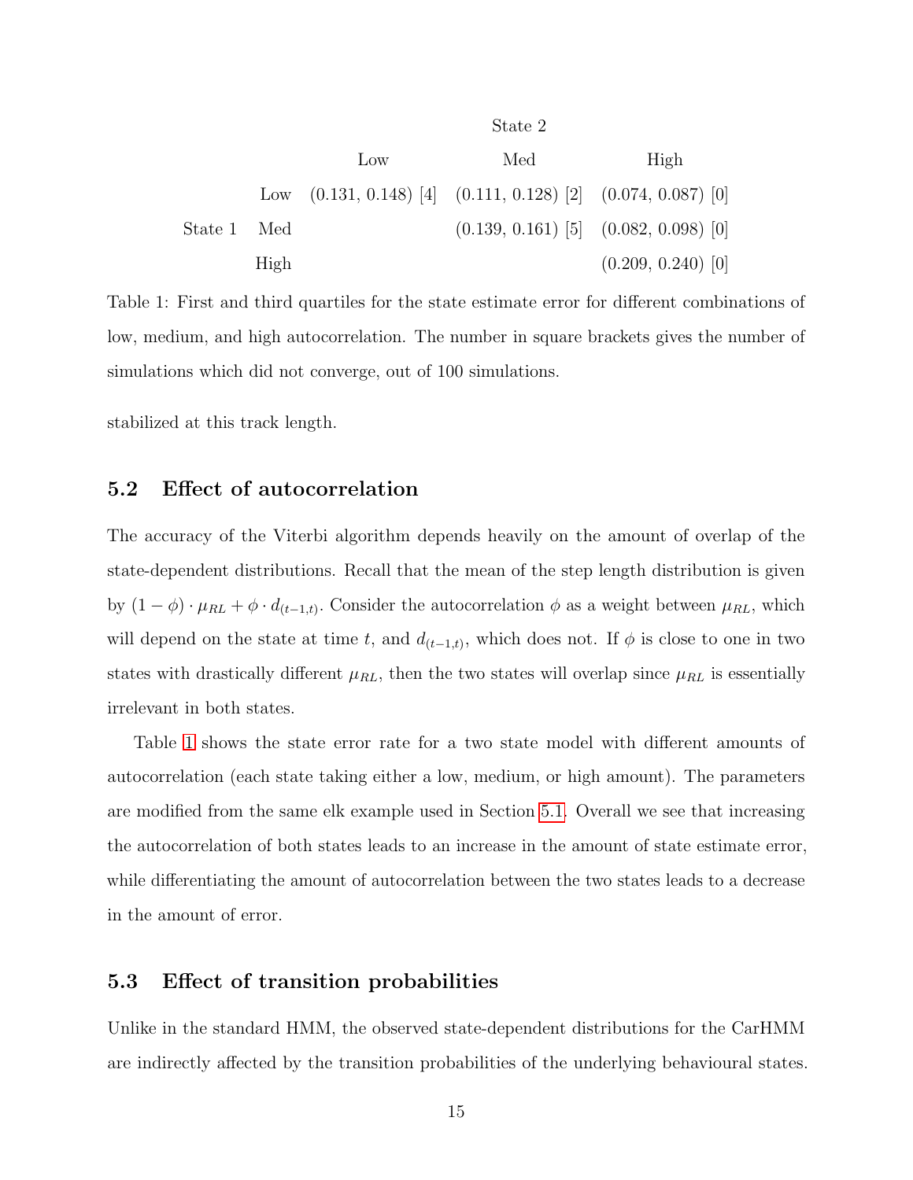| | | State 2 | | |
|---|---|---|---|---|
| | | Low | Med | High |
| State 1 | Low | (0.131, 0.148) [4] | (0.111, 0.128) [2] | (0.074, 0.087) [0] |
| | Med | | (0.139, 0.161) [5] | (0.082, 0.098) [0] |
| | High | | | (0.209, 0.240) [0] |

Table 1: First and third quartiles for the state estimate error for different combinations of low, medium, and high autocorrelation. The number in square brackets gives the number of simulations which did not converge, out of 100 simulations.

stabilized at this track length.

### 5.2 Effect of autocorrelation

The accuracy of the Viterbi algorithm depends heavily on the amount of overlap of the state-dependent distributions. Recall that the mean of the step length distribution is given by $(1 - \phi) \cdot \mu_{RL} + \phi \cdot d_{(t-1,t)}$. Consider the autocorrelation $\phi$ as a weight between $\mu_{RL}$, which will depend on the state at time $t$, and $d_{(t-1,t)}$, which does not. If $\phi$ is close to one in two states with drastically different $\mu_{RL}$, then the two states will overlap since $\mu_{RL}$ is essentially irrelevant in both states.

Table 1 shows the state error rate for a two state model with different amounts of autocorrelation (each state taking either a low, medium, or high amount). The parameters are modified from the same elk example used in Section 5.1. Overall we see that increasing the autocorrelation of both states leads to an increase in the amount of state estimate error, while differentiating the amount of autocorrelation between the two states leads to a decrease in the amount of error.

### 5.3 Effect of transition probabilities

Unlike in the standard HMM, the observed state-dependent distributions for the CarHMM are indirectly affected by the transition probabilities of the underlying behavioural states.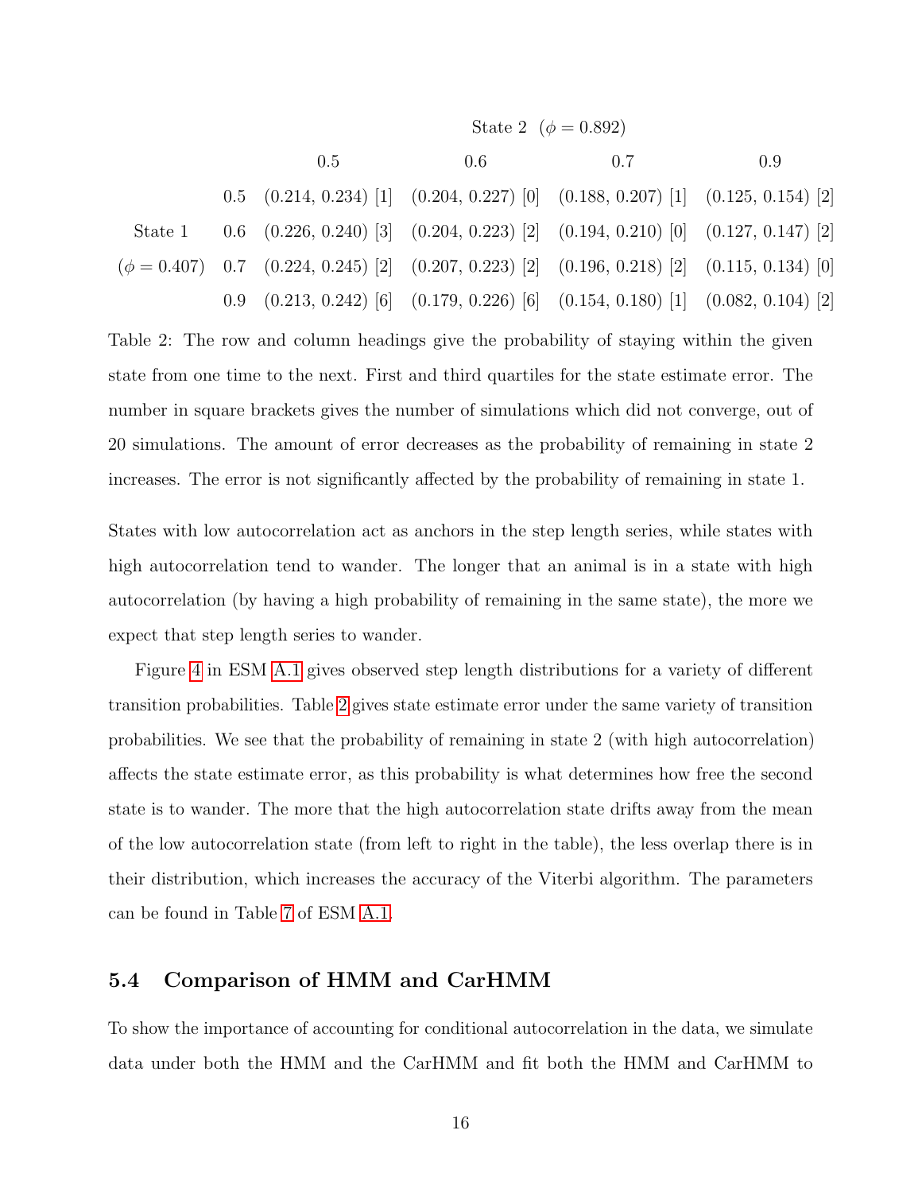| | | State 2 ($\phi = 0.892$) | | | |
|---|---|---|---|---|---|
| | | 0.5 | 0.6 | 0.7 | 0.9 |
| | 0.5 | (0.214, 0.234) [1] | (0.204, 0.227) [0] | (0.188, 0.207) [1] | (0.125, 0.154) [2] |
| State 1 | 0.6 | (0.226, 0.240) [3] | (0.204, 0.223) [2] | (0.194, 0.210) [0] | (0.127, 0.147) [2] |
| ($\phi = 0.407$) | 0.7 | (0.224, 0.245) [2] | (0.207, 0.223) [2] | (0.196, 0.218) [2] | (0.115, 0.134) [0] |
| | 0.9 | (0.213, 0.242) [6] | (0.179, 0.226) [6] | (0.154, 0.180) [1] | (0.082, 0.104) [2] |

Table 2: The row and column headings give the probability of staying within the given state from one time to the next. First and third quartiles for the state estimate error. The number in square brackets gives the number of simulations which did not converge, out of 20 simulations. The amount of error decreases as the probability of remaining in state 2 increases. The error is not significantly affected by the probability of remaining in state 1.

States with low autocorrelation act as anchors in the step length series, while states with high autocorrelation tend to wander. The longer that an animal is in a state with high autocorrelation (by having a high probability of remaining in the same state), the more we expect that step length series to wander.

Figure 4 in ESM A.1 gives observed step length distributions for a variety of different transition probabilities. Table 2 gives state estimate error under the same variety of transition probabilities. We see that the probability of remaining in state 2 (with high autocorrelation) affects the state estimate error, as this probability is what determines how free the second state is to wander. The more that the high autocorrelation state drifts away from the mean of the low autocorrelation state (from left to right in the table), the less overlap there is in their distribution, which increases the accuracy of the Viterbi algorithm. The parameters can be found in Table 7 of ESM A.1.

### 5.4 Comparison of HMM and CarHMM

To show the importance of accounting for conditional autocorrelation in the data, we simulate data under both the HMM and the CarHMM and fit both the HMM and CarHMM to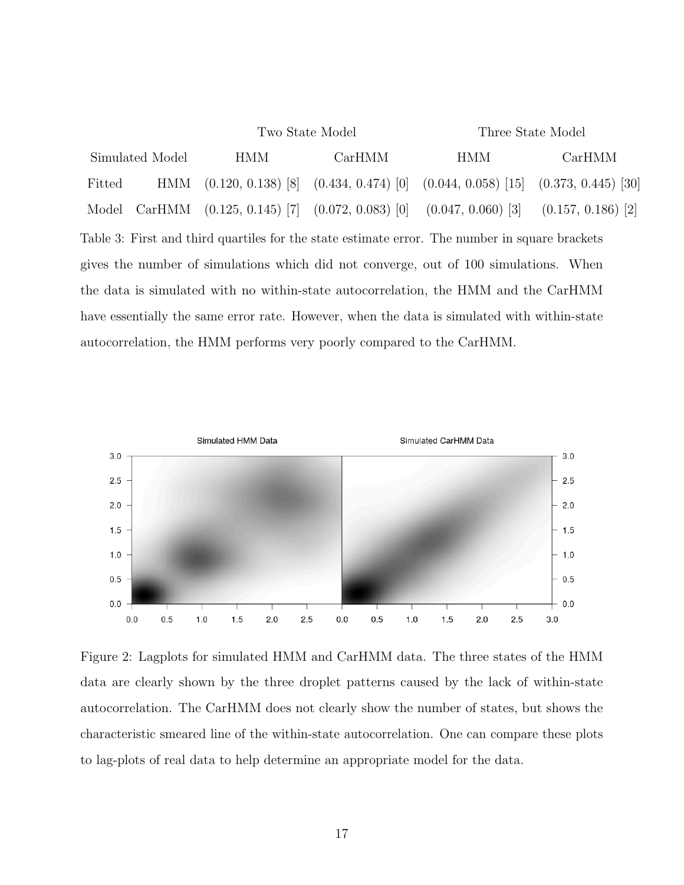| | | Two State Model | | Three State Model | |
|---|---|---|---|---|---|
| Simulated Model | | HMM | CarHMM | HMM | CarHMM |
| Fitted | HMM | (0.120, 0.138) [8] | (0.434, 0.474) [0] | (0.044, 0.058) [15] | (0.373, 0.445) [30] |
| Model | CarHMM | (0.125, 0.145) [7] | (0.072, 0.083) [0] | (0.047, 0.060) [3] | (0.157, 0.186) [2] |

Table 3: First and third quartiles for the state estimate error. The number in square brackets gives the number of simulations which did not converge, out of 100 simulations. When the data is simulated with no within-state autocorrelation, the HMM and the CarHMM have essentially the same error rate. However, when the data is simulated with within-state autocorrelation, the HMM performs very poorly compared to the CarHMM.

Figure 2: Lagplots for simulated HMM and CarHMM data. The three states of the HMM data are clearly shown by the three droplet patterns caused by the lack of within-state autocorrelation. The CarHMM does not clearly show the number of states, but shows the characteristic smeared line of the within-state autocorrelation. One can compare these plots to lag-plots of real data to help determine an appropriate model for the data.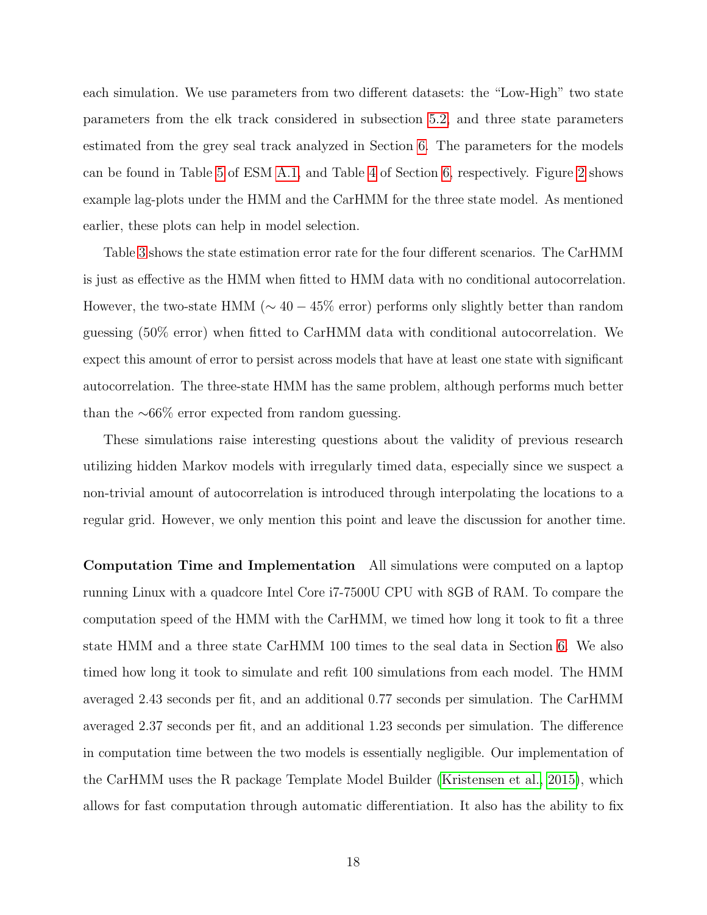each simulation. We use parameters from two different datasets: the "Low-High" two state parameters from the elk track considered in subsection 5.2, and three state parameters estimated from the grey seal track analyzed in Section 6. The parameters for the models can be found in Table 5 of ESM A.1, and Table 4 of Section 6, respectively. Figure 2 shows example lag-plots under the HMM and the CarHMM for the three state model. As mentioned earlier, these plots can help in model selection.

Table 3 shows the state estimation error rate for the four different scenarios. The CarHMM is just as effective as the HMM when fitted to HMM data with no conditional autocorrelation. However, the two-state HMM ($\sim 40-45\%$ error) performs only slightly better than random guessing (50% error) when fitted to CarHMM data with conditional autocorrelation. We expect this amount of error to persist across models that have at least one state with significant autocorrelation. The three-state HMM has the same problem, although performs much better than the $\sim$66% error expected from random guessing.

These simulations raise interesting questions about the validity of previous research utilizing hidden Markov models with irregularly timed data, especially since we suspect a non-trivial amount of autocorrelation is introduced through interpolating the locations to a regular grid. However, we only mention this point and leave the discussion for another time.

**Computation Time and Implementation** All simulations were computed on a laptop running Linux with a quadcore Intel Core i7-7500U CPU with 8GB of RAM. To compare the computation speed of the HMM with the CarHMM, we timed how long it took to fit a three state HMM and a three state CarHMM 100 times to the seal data in Section 6. We also timed how long it took to simulate and refit 100 simulations from each model. The HMM averaged 2.43 seconds per fit, and an additional 0.77 seconds per simulation. The CarHMM averaged 2.37 seconds per fit, and an additional 1.23 seconds per simulation. The difference in computation time between the two models is essentially negligible. Our implementation of the CarHMM uses the R package Template Model Builder (Kristensen et al., 2015), which allows for fast computation through automatic differentiation. It also has the ability to fix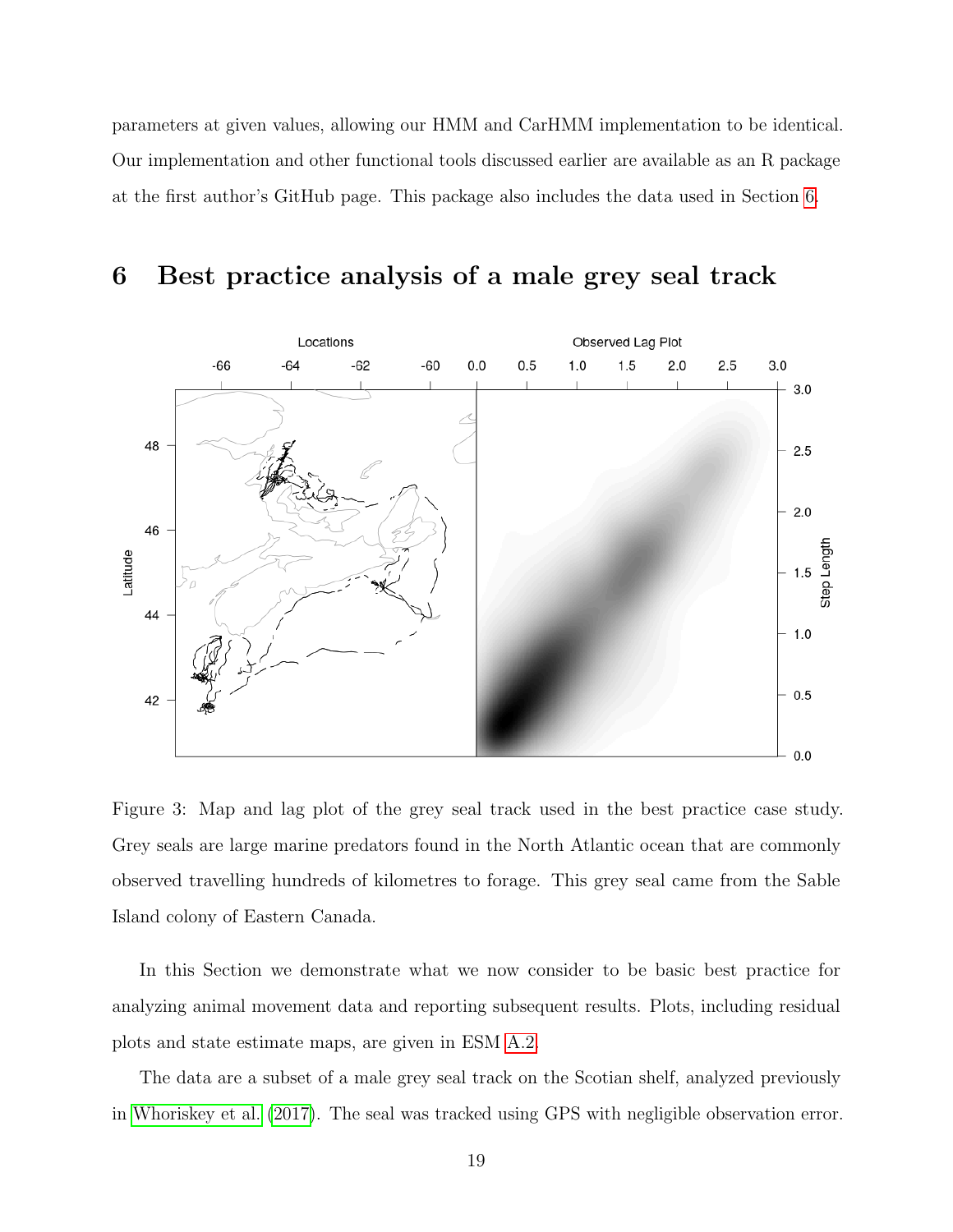parameters at given values, allowing our HMM and CarHMM implementation to be identical. Our implementation and other functional tools discussed earlier are available as an R package at the first author's GitHub page. This package also includes the data used in Section 6.

# 6 Best practice analysis of a male grey seal track

Figure 3: Map and lag plot of the grey seal track used in the best practice case study. Grey seals are large marine predators found in the North Atlantic ocean that are commonly observed travelling hundreds of kilometres to forage. This grey seal came from the Sable Island colony of Eastern Canada.

In this Section we demonstrate what we now consider to be basic best practice for analyzing animal movement data and reporting subsequent results. Plots, including residual plots and state estimate maps, are given in ESM A.2.

The data are a subset of a male grey seal track on the Scotian shelf, analyzed previously in Whoriskey et al. (2017). The seal was tracked using GPS with negligible observation error.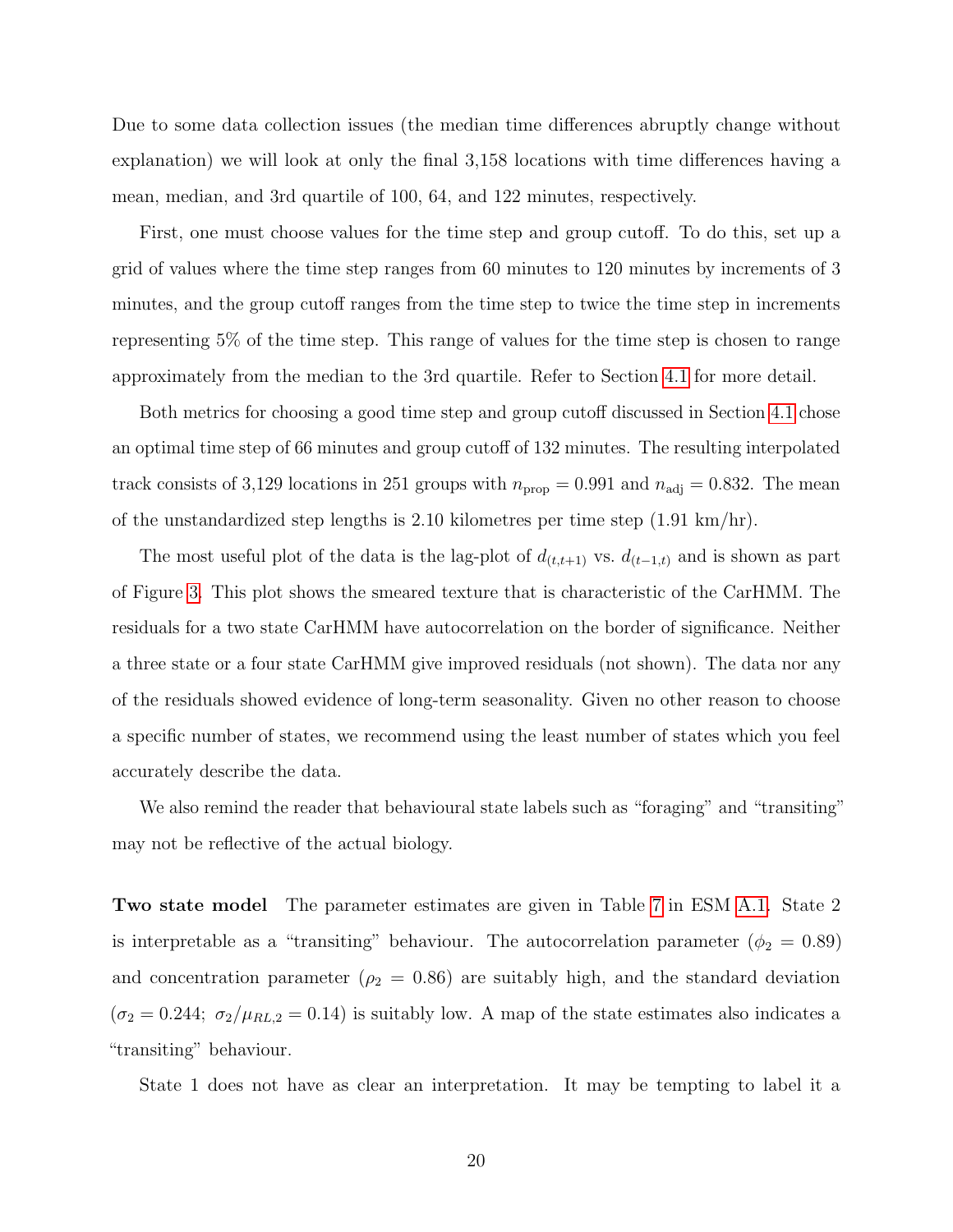Due to some data collection issues (the median time differences abruptly change without explanation) we will look at only the final 3,158 locations with time differences having a mean, median, and 3rd quartile of 100, 64, and 122 minutes, respectively.

First, one must choose values for the time step and group cutoff. To do this, set up a grid of values where the time step ranges from 60 minutes to 120 minutes by increments of 3 minutes, and the group cutoff ranges from the time step to twice the time step in increments representing 5% of the time step. This range of values for the time step is chosen to range approximately from the median to the 3rd quartile. Refer to Section 4.1 for more detail.

Both metrics for choosing a good time step and group cutoff discussed in Section 4.1 chose an optimal time step of 66 minutes and group cutoff of 132 minutes. The resulting interpolated track consists of 3,129 locations in 251 groups with $n_{\text{prop}} = 0.991$ and $n_{\text{adj}} = 0.832$. The mean of the unstandardized step lengths is 2.10 kilometres per time step (1.91 km/hr).

The most useful plot of the data is the lag-plot of $d_{(t,t+1)}$ vs. $d_{(t-1,t)}$ and is shown as part of Figure 3. This plot shows the smeared texture that is characteristic of the CarHMM. The residuals for a two state CarHMM have autocorrelation on the border of significance. Neither a three state or a four state CarHMM give improved residuals (not shown). The data nor any of the residuals showed evidence of long-term seasonality. Given no other reason to choose a specific number of states, we recommend using the least number of states which you feel accurately describe the data.

We also remind the reader that behavioural state labels such as "foraging" and "transiting" may not be reflective of the actual biology.

**Two state model** The parameter estimates are given in Table 7 in ESM A.1. State 2 is interpretable as a "transiting" behaviour. The autocorrelation parameter ($\phi_2 = 0.89$) and concentration parameter ($\rho_2 = 0.86$) are suitably high, and the standard deviation ($\sigma_2 = 0.244;\ \sigma_2/\mu_{RL,2} = 0.14$) is suitably low. A map of the state estimates also indicates a "transiting" behaviour.

State 1 does not have as clear an interpretation. It may be tempting to label it a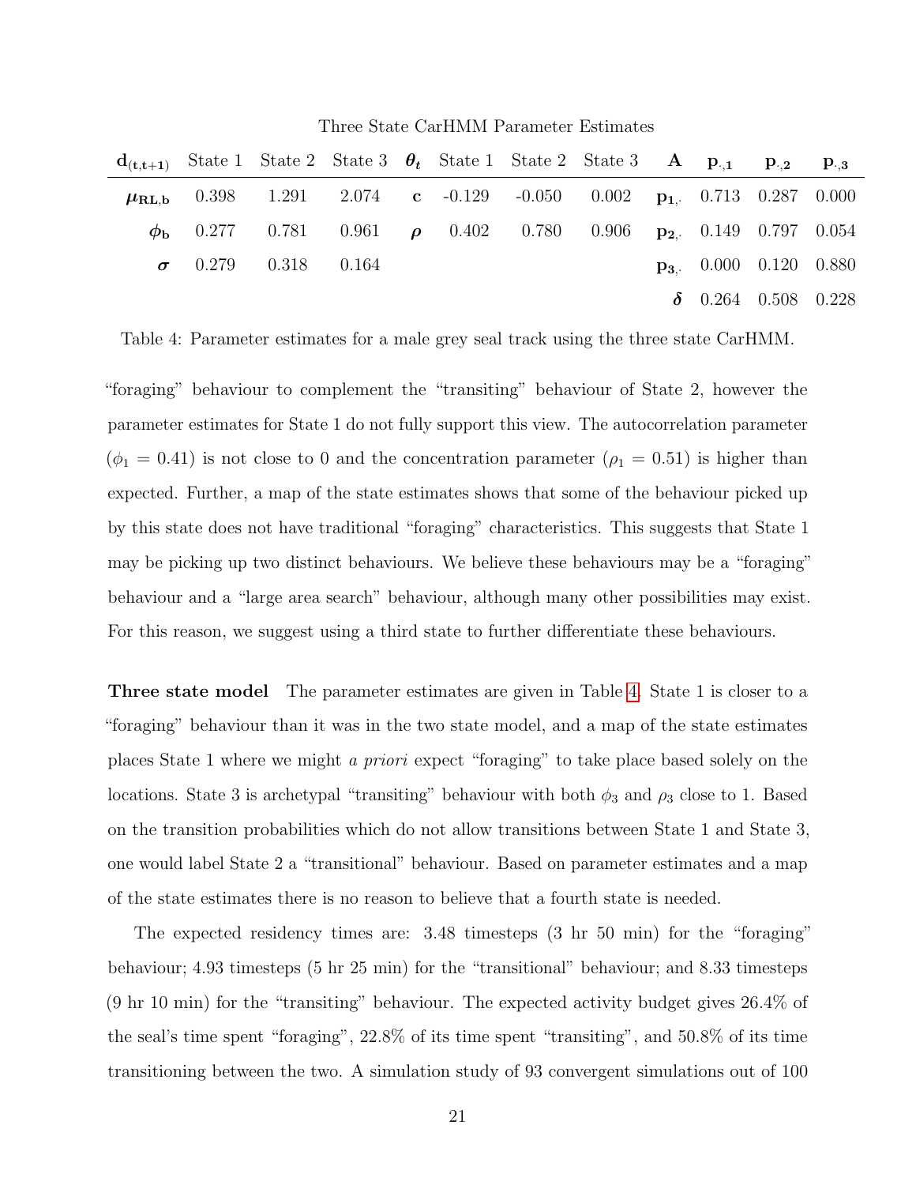Three State CarHMM Parameter Estimates

| $\mathbf{d_{(t,t+1)}}$ | State 1 | State 2 | State 3 | $\boldsymbol{\theta_t}$ | State 1 | State 2 | State 3 | $\mathbf{A}$ | $\mathbf{p_{\cdot,1}}$ | $\mathbf{p_{\cdot,2}}$ | $\mathbf{p_{\cdot,3}}$ |
|---|---|---|---|---|---|---|---|---|---|---|---|
| $\boldsymbol{\mu_{RL,b}}$ | 0.398 | 1.291 | 2.074 | $\mathbf{c}$ | -0.129 | -0.050 | 0.002 | $\mathbf{p_{1,\cdot}}$ | 0.713 | 0.287 | 0.000 |
| $\boldsymbol{\phi_b}$ | 0.277 | 0.781 | 0.961 | $\boldsymbol{\rho}$ | 0.402 | 0.780 | 0.906 | $\mathbf{p_{2,\cdot}}$ | 0.149 | 0.797 | 0.054 |
| $\boldsymbol{\sigma}$ | 0.279 | 0.318 | 0.164 | | | | | $\mathbf{p_{3,\cdot}}$ | 0.000 | 0.120 | 0.880 |
| | | | | | | | | $\boldsymbol{\delta}$ | 0.264 | 0.508 | 0.228 |

Table 4: Parameter estimates for a male grey seal track using the three state CarHMM.

"foraging" behaviour to complement the "transiting" behaviour of State 2, however the parameter estimates for State 1 do not fully support this view. The autocorrelation parameter ($\phi_1 = 0.41$) is not close to 0 and the concentration parameter ($\rho_1 = 0.51$) is higher than expected. Further, a map of the state estimates shows that some of the behaviour picked up by this state does not have traditional "foraging" characteristics. This suggests that State 1 may be picking up two distinct behaviours. We believe these behaviours may be a "foraging" behaviour and a "large area search" behaviour, although many other possibilities may exist. For this reason, we suggest using a third state to further differentiate these behaviours.

**Three state model** The parameter estimates are given in Table 4. State 1 is closer to a "foraging" behaviour than it was in the two state model, and a map of the state estimates places State 1 where we might *a priori* expect "foraging" to take place based solely on the locations. State 3 is archetypal "transiting" behaviour with both $\phi_3$ and $\rho_3$ close to 1. Based on the transition probabilities which do not allow transitions between State 1 and State 3, one would label State 2 a "transitional" behaviour. Based on parameter estimates and a map of the state estimates there is no reason to believe that a fourth state is needed.

The expected residency times are: 3.48 timesteps (3 hr 50 min) for the "foraging" behaviour; 4.93 timesteps (5 hr 25 min) for the "transitional" behaviour; and 8.33 timesteps (9 hr 10 min) for the "transiting" behaviour. The expected activity budget gives 26.4% of the seal's time spent "foraging", 22.8% of its time spent "transiting", and 50.8% of its time transitioning between the two. A simulation study of 93 convergent simulations out of 100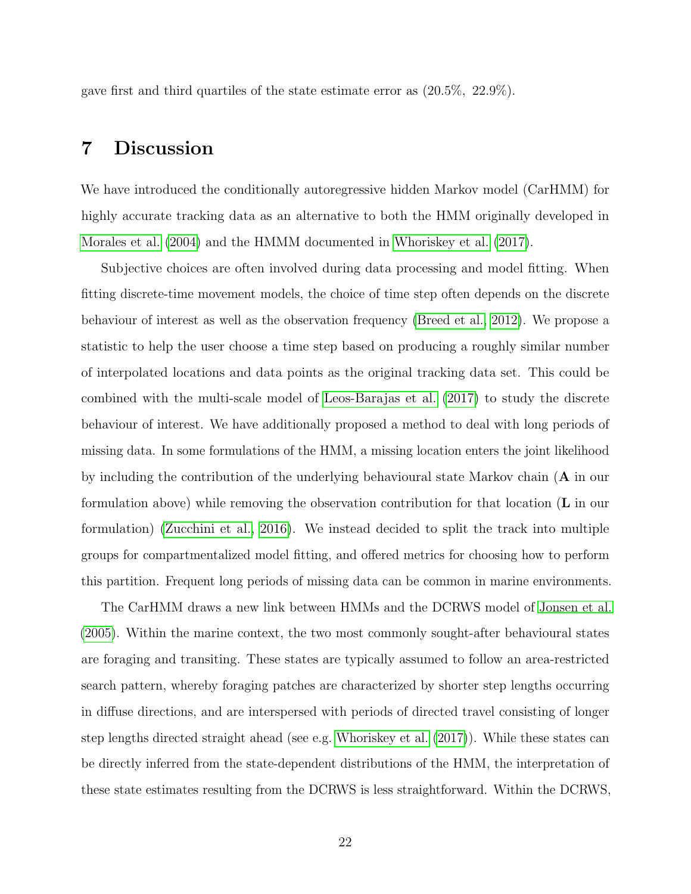gave first and third quartiles of the state estimate error as (20.5%, 22.9%).

# 7 Discussion

We have introduced the conditionally autoregressive hidden Markov model (CarHMM) for highly accurate tracking data as an alternative to both the HMM originally developed in Morales et al. (2004) and the HMMM documented in Whoriskey et al. (2017).

Subjective choices are often involved during data processing and model fitting. When fitting discrete-time movement models, the choice of time step often depends on the discrete behaviour of interest as well as the observation frequency (Breed et al., 2012). We propose a statistic to help the user choose a time step based on producing a roughly similar number of interpolated locations and data points as the original tracking data set. This could be combined with the multi-scale model of Leos-Barajas et al. (2017) to study the discrete behaviour of interest. We have additionally proposed a method to deal with long periods of missing data. In some formulations of the HMM, a missing location enters the joint likelihood by including the contribution of the underlying behavioural state Markov chain ($\mathbf{A}$ in our formulation above) while removing the observation contribution for that location ($\mathbf{L}$ in our formulation) (Zucchini et al., 2016). We instead decided to split the track into multiple groups for compartmentalized model fitting, and offered metrics for choosing how to perform this partition. Frequent long periods of missing data can be common in marine environments.

The CarHMM draws a new link between HMMs and the DCRWS model of Jonsen et al. (2005). Within the marine context, the two most commonly sought-after behavioural states are foraging and transiting. These states are typically assumed to follow an area-restricted search pattern, whereby foraging patches are characterized by shorter step lengths occurring in diffuse directions, and are interspersed with periods of directed travel consisting of longer step lengths directed straight ahead (see e.g. Whoriskey et al. (2017)). While these states can be directly inferred from the state-dependent distributions of the HMM, the interpretation of these state estimates resulting from the DCRWS is less straightforward. Within the DCRWS,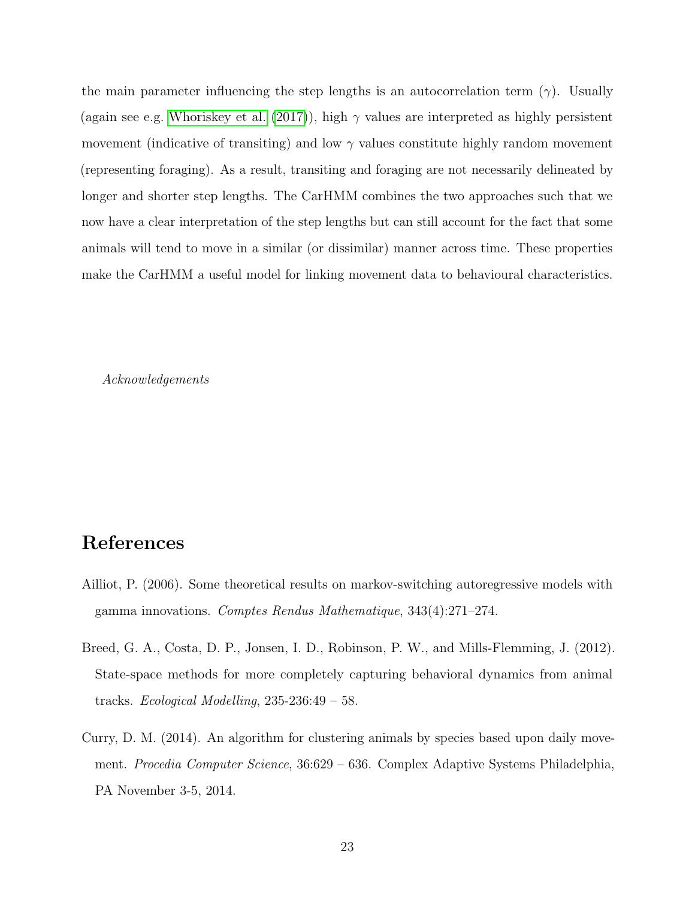the main parameter influencing the step lengths is an autocorrelation term ($\gamma$). Usually (again see e.g. Whoriskey et al. (2017)), high $\gamma$ values are interpreted as highly persistent movement (indicative of transiting) and low $\gamma$ values constitute highly random movement (representing foraging). As a result, transiting and foraging are not necessarily delineated by longer and shorter step lengths. The CarHMM combines the two approaches such that we now have a clear interpretation of the step lengths but can still account for the fact that some animals will tend to move in a similar (or dissimilar) manner across time. These properties make the CarHMM a useful model for linking movement data to behavioural characteristics.

*Acknowledgements*

# References

Ailliot, P. (2006). Some theoretical results on markov-switching autoregressive models with gamma innovations. *Comptes Rendus Mathematique*, 343(4):271–274.

Breed, G. A., Costa, D. P., Jonsen, I. D., Robinson, P. W., and Mills-Flemming, J. (2012). State-space methods for more completely capturing behavioral dynamics from animal tracks. *Ecological Modelling*, 235-236:49 – 58.

Curry, D. M. (2014). An algorithm for clustering animals by species based upon daily movement. *Procedia Computer Science*, 36:629 – 636. Complex Adaptive Systems Philadelphia, PA November 3-5, 2014.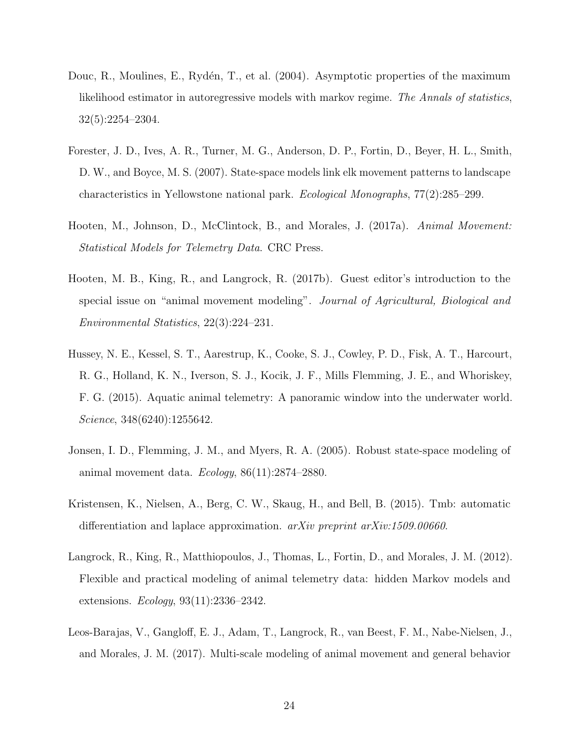Douc, R., Moulines, E., Rydén, T., et al. (2004). Asymptotic properties of the maximum likelihood estimator in autoregressive models with markov regime. *The Annals of statistics*, 32(5):2254–2304.

Forester, J. D., Ives, A. R., Turner, M. G., Anderson, D. P., Fortin, D., Beyer, H. L., Smith, D. W., and Boyce, M. S. (2007). State-space models link elk movement patterns to landscape characteristics in Yellowstone national park. *Ecological Monographs*, 77(2):285–299.

Hooten, M., Johnson, D., McClintock, B., and Morales, J. (2017a). *Animal Movement: Statistical Models for Telemetry Data*. CRC Press.

Hooten, M. B., King, R., and Langrock, R. (2017b). Guest editor's introduction to the special issue on "animal movement modeling". *Journal of Agricultural, Biological and Environmental Statistics*, 22(3):224–231.

Hussey, N. E., Kessel, S. T., Aarestrup, K., Cooke, S. J., Cowley, P. D., Fisk, A. T., Harcourt, R. G., Holland, K. N., Iverson, S. J., Kocik, J. F., Mills Flemming, J. E., and Whoriskey, F. G. (2015). Aquatic animal telemetry: A panoramic window into the underwater world. *Science*, 348(6240):1255642.

Jonsen, I. D., Flemming, J. M., and Myers, R. A. (2005). Robust state-space modeling of animal movement data. *Ecology*, 86(11):2874–2880.

Kristensen, K., Nielsen, A., Berg, C. W., Skaug, H., and Bell, B. (2015). Tmb: automatic differentiation and laplace approximation. *arXiv preprint arXiv:1509.00660*.

Langrock, R., King, R., Matthiopoulos, J., Thomas, L., Fortin, D., and Morales, J. M. (2012). Flexible and practical modeling of animal telemetry data: hidden Markov models and extensions. *Ecology*, 93(11):2336–2342.

Leos-Barajas, V., Gangloff, E. J., Adam, T., Langrock, R., van Beest, F. M., Nabe-Nielsen, J., and Morales, J. M. (2017). Multi-scale modeling of animal movement and general behavior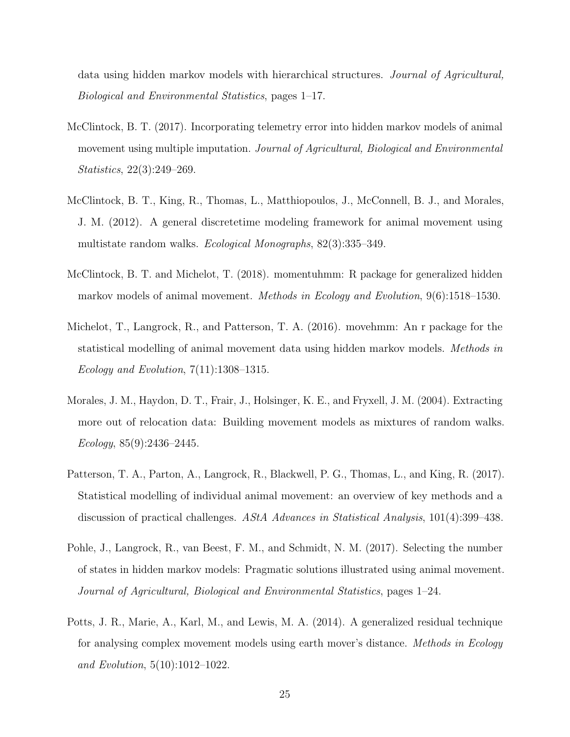data using hidden markov models with hierarchical structures. *Journal of Agricultural, Biological and Environmental Statistics*, pages 1–17.

McClintock, B. T. (2017). Incorporating telemetry error into hidden markov models of animal movement using multiple imputation. *Journal of Agricultural, Biological and Environmental Statistics*, 22(3):249–269.

McClintock, B. T., King, R., Thomas, L., Matthiopoulos, J., McConnell, B. J., and Morales, J. M. (2012). A general discretetime modeling framework for animal movement using multistate random walks. *Ecological Monographs*, 82(3):335–349.

McClintock, B. T. and Michelot, T. (2018). momentuhmm: R package for generalized hidden markov models of animal movement. *Methods in Ecology and Evolution*, 9(6):1518–1530.

Michelot, T., Langrock, R., and Patterson, T. A. (2016). movehmm: An r package for the statistical modelling of animal movement data using hidden markov models. *Methods in Ecology and Evolution*, 7(11):1308–1315.

Morales, J. M., Haydon, D. T., Frair, J., Holsinger, K. E., and Fryxell, J. M. (2004). Extracting more out of relocation data: Building movement models as mixtures of random walks. *Ecology*, 85(9):2436–2445.

Patterson, T. A., Parton, A., Langrock, R., Blackwell, P. G., Thomas, L., and King, R. (2017). Statistical modelling of individual animal movement: an overview of key methods and a discussion of practical challenges. *AStA Advances in Statistical Analysis*, 101(4):399–438.

Pohle, J., Langrock, R., van Beest, F. M., and Schmidt, N. M. (2017). Selecting the number of states in hidden markov models: Pragmatic solutions illustrated using animal movement. *Journal of Agricultural, Biological and Environmental Statistics*, pages 1–24.

Potts, J. R., Marie, A., Karl, M., and Lewis, M. A. (2014). A generalized residual technique for analysing complex movement models using earth mover's distance. *Methods in Ecology and Evolution*, 5(10):1012–1022.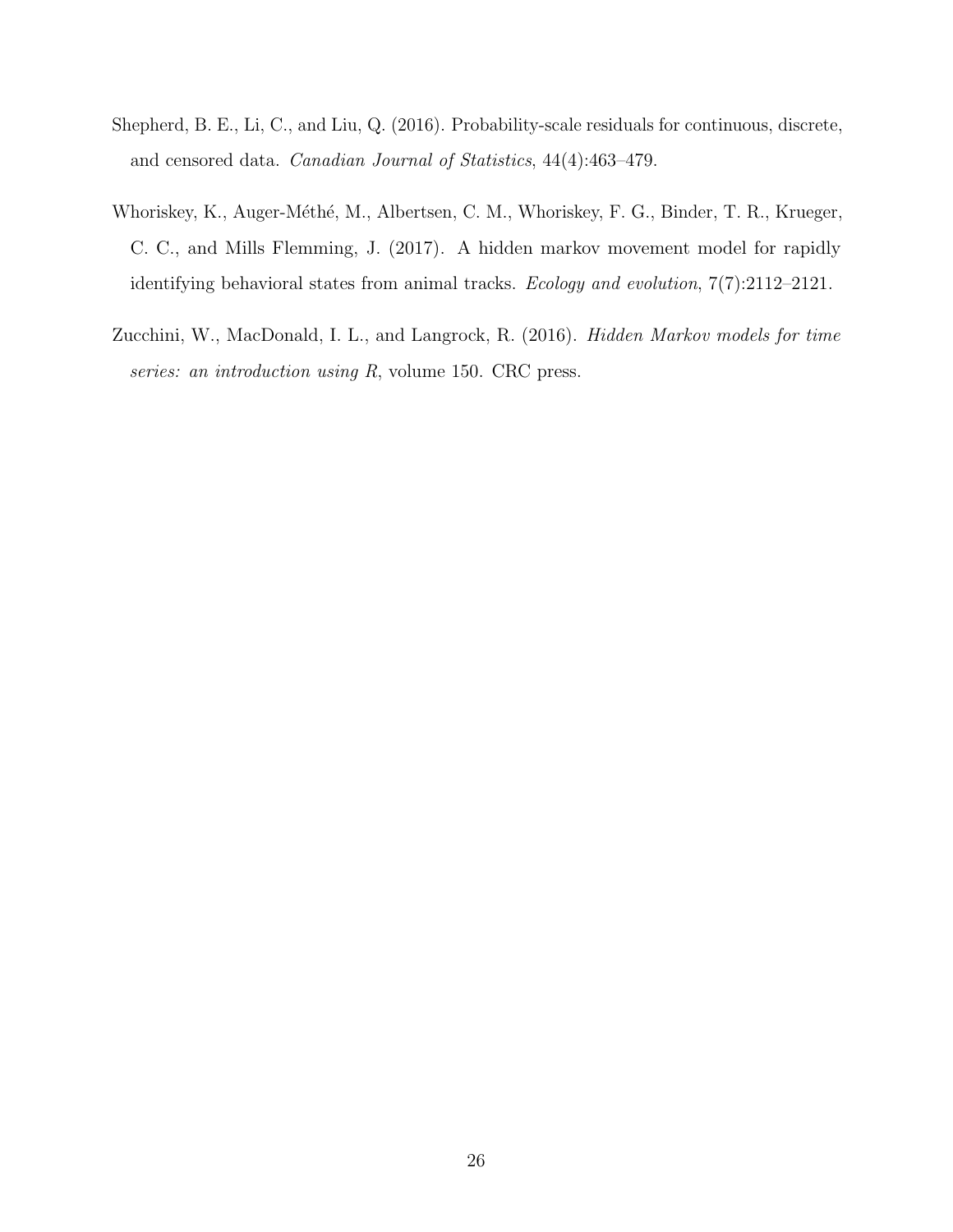Shepherd, B. E., Li, C., and Liu, Q. (2016). Probability-scale residuals for continuous, discrete, and censored data. *Canadian Journal of Statistics*, 44(4):463–479.

Whoriskey, K., Auger-Méthé, M., Albertsen, C. M., Whoriskey, F. G., Binder, T. R., Krueger, C. C., and Mills Flemming, J. (2017). A hidden markov movement model for rapidly identifying behavioral states from animal tracks. *Ecology and evolution*, 7(7):2112–2121.

Zucchini, W., MacDonald, I. L., and Langrock, R. (2016). *Hidden Markov models for time series: an introduction using R*, volume 150. CRC press.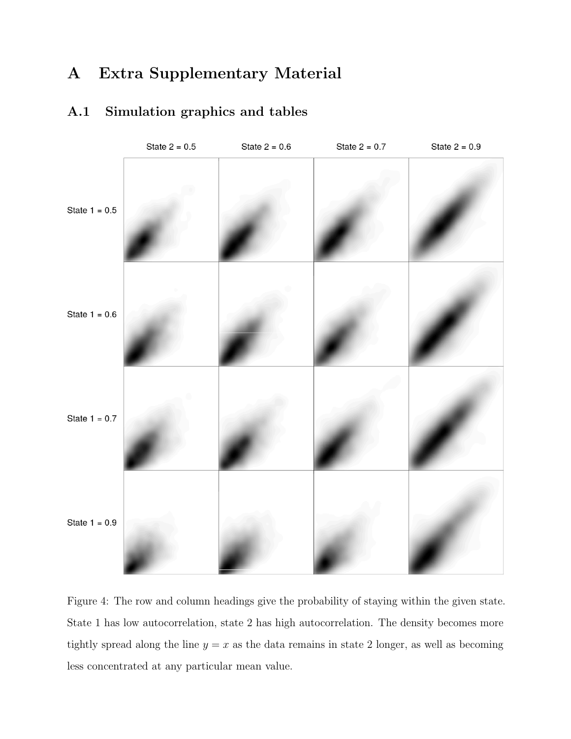# A Extra Supplementary Material

## A.1 Simulation graphics and tables

Figure 4: The row and column headings give the probability of staying within the given state. State 1 has low autocorrelation, state 2 has high autocorrelation. The density becomes more tightly spread along the line $y = x$ as the data remains in state 2 longer, as well as becoming less concentrated at any particular mean value.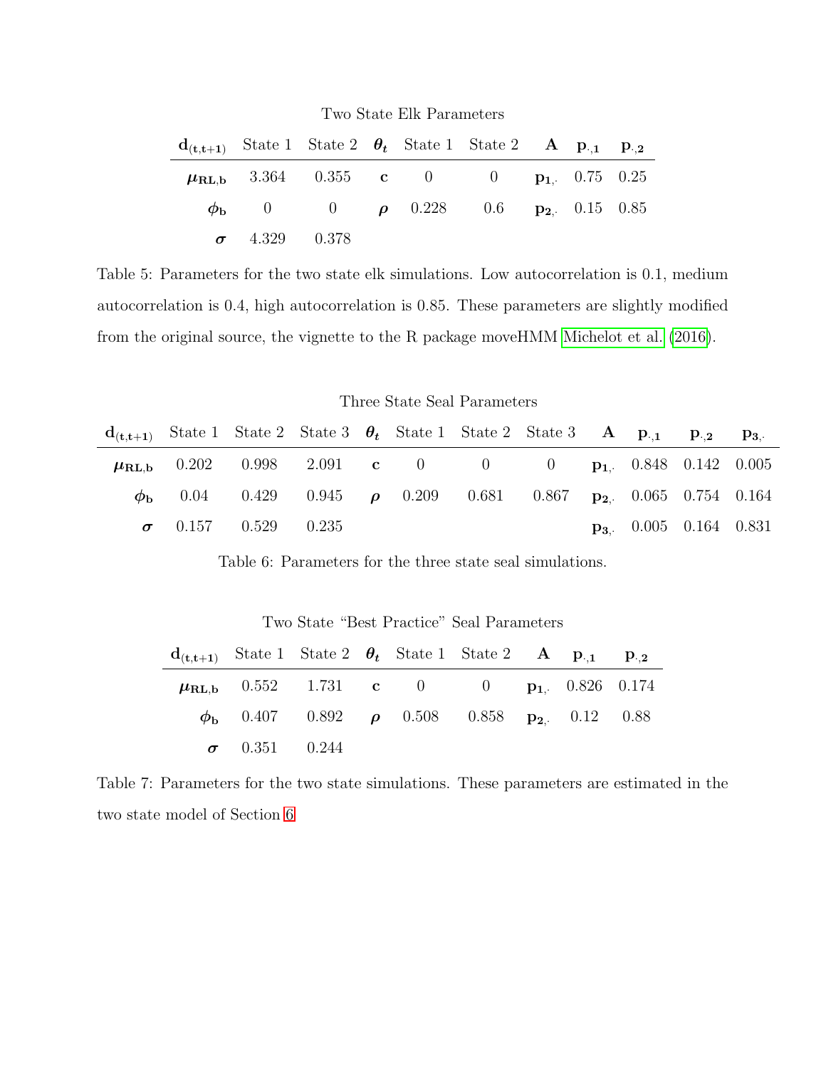Two State Elk Parameters

| $\mathbf{d_{(t,t+1)}}$ | State 1 | State 2 | $\boldsymbol{\theta_t}$ | State 1 | State 2 | $\mathbf{A}$ | $\mathbf{p_{\cdot,1}}$ | $\mathbf{p_{\cdot,2}}$ |
|---|---|---|---|---|---|---|---|---|
| $\boldsymbol{\mu_{RL,b}}$ | 3.364 | 0.355 | $\mathbf{c}$ | 0 | 0 | $\mathbf{p_{1,\cdot}}$ | 0.75 | 0.25 |
| $\boldsymbol{\phi_b}$ | 0 | 0 | $\boldsymbol{\rho}$ | 0.228 | 0.6 | $\mathbf{p_{2,\cdot}}$ | 0.15 | 0.85 |
| $\boldsymbol{\sigma}$ | 4.329 | 0.378 | | | | | | |

Table 5: Parameters for the two state elk simulations. Low autocorrelation is 0.1, medium autocorrelation is 0.4, high autocorrelation is 0.85. These parameters are slightly modified from the original source, the vignette to the R package moveHMM Michelot et al. (2016).

Three State Seal Parameters

| $\mathbf{d_{(t,t+1)}}$ | State 1 | State 2 | State 3 | $\boldsymbol{\theta_t}$ | State 1 | State 2 | State 3 | $\mathbf{A}$ | $\mathbf{p_{\cdot,1}}$ | $\mathbf{p_{\cdot,2}}$ | $\mathbf{p_{3,\cdot}}$ |
|---|---|---|---|---|---|---|---|---|---|---|---|
| $\boldsymbol{\mu_{RL,b}}$ | 0.202 | 0.998 | 2.091 | $\mathbf{c}$ | 0 | 0 | 0 | $\mathbf{p_{1,\cdot}}$ | 0.848 | 0.142 | 0.005 |
| $\boldsymbol{\phi_b}$ | 0.04 | 0.429 | 0.945 | $\boldsymbol{\rho}$ | 0.209 | 0.681 | 0.867 | $\mathbf{p_{2,\cdot}}$ | 0.065 | 0.754 | 0.164 |
| $\boldsymbol{\sigma}$ | 0.157 | 0.529 | 0.235 | | | | | $\mathbf{p_{3,\cdot}}$ | 0.005 | 0.164 | 0.831 |

Table 6: Parameters for the three state seal simulations.

Two State "Best Practice" Seal Parameters

| $\mathbf{d_{(t,t+1)}}$ | State 1 | State 2 | $\boldsymbol{\theta_t}$ | State 1 | State 2 | $\mathbf{A}$ | $\mathbf{p_{\cdot,1}}$ | $\mathbf{p_{\cdot,2}}$ |
|---|---|---|---|---|---|---|---|---|
| $\boldsymbol{\mu_{RL,b}}$ | 0.552 | 1.731 | $\mathbf{c}$ | 0 | 0 | $\mathbf{p_{1,\cdot}}$ | 0.826 | 0.174 |
| $\boldsymbol{\phi_b}$ | 0.407 | 0.892 | $\boldsymbol{\rho}$ | 0.508 | 0.858 | $\mathbf{p_{2,\cdot}}$ | 0.12 | 0.88 |
| $\boldsymbol{\sigma}$ | 0.351 | 0.244 | | | | | | |

Table 7: Parameters for the two state simulations. These parameters are estimated in the two state model of Section 6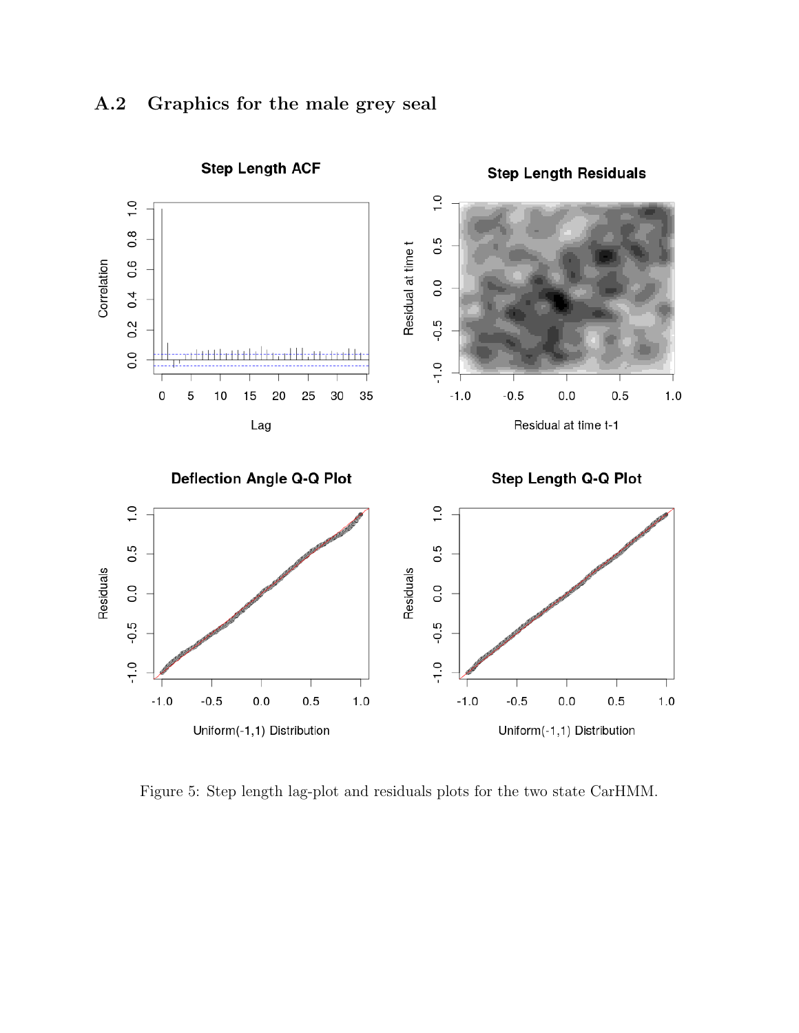## A.2 Graphics for the male grey seal

Figure 5: Step length lag-plot and residuals plots for the two state CarHMM.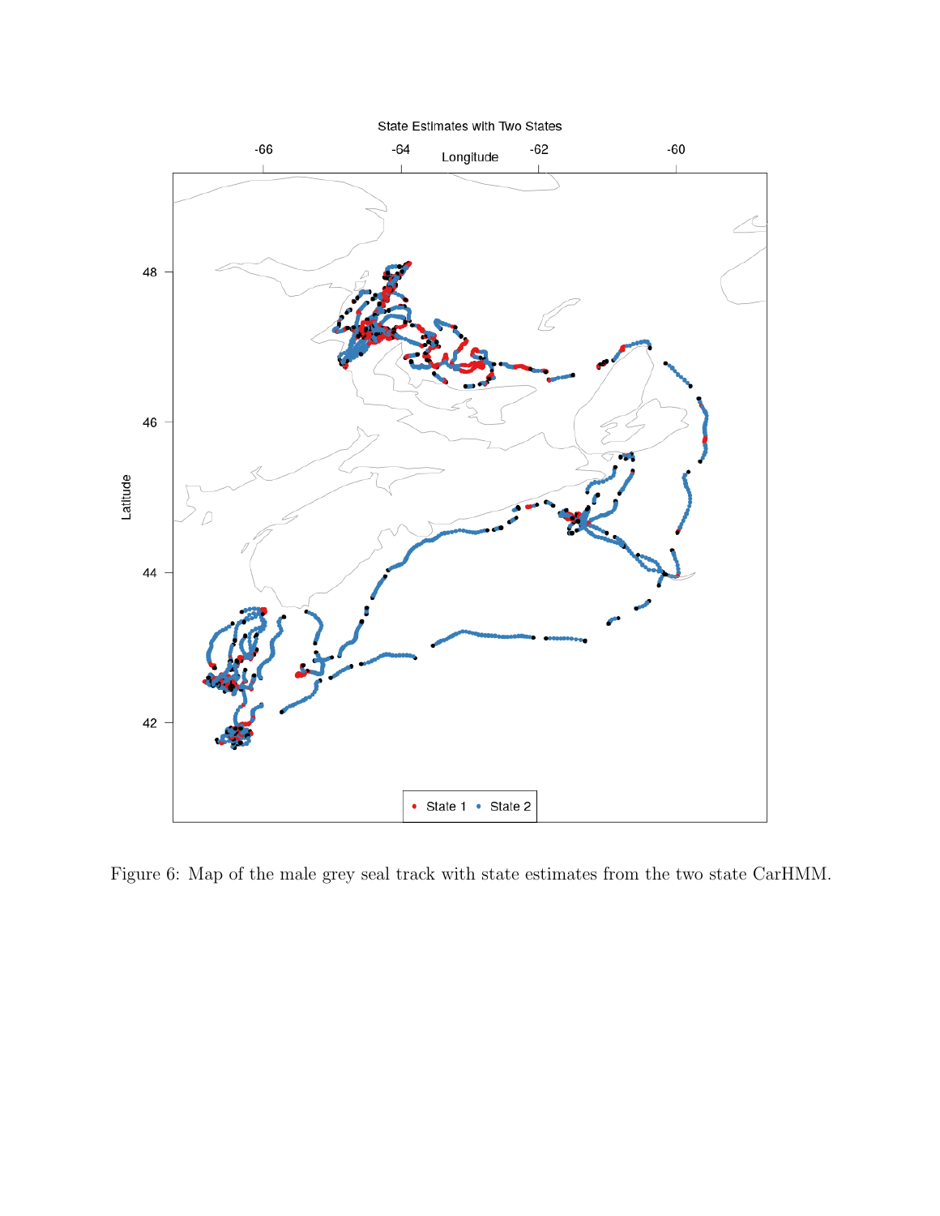Figure 6: Map of the male grey seal track with state estimates from the two state CarHMM.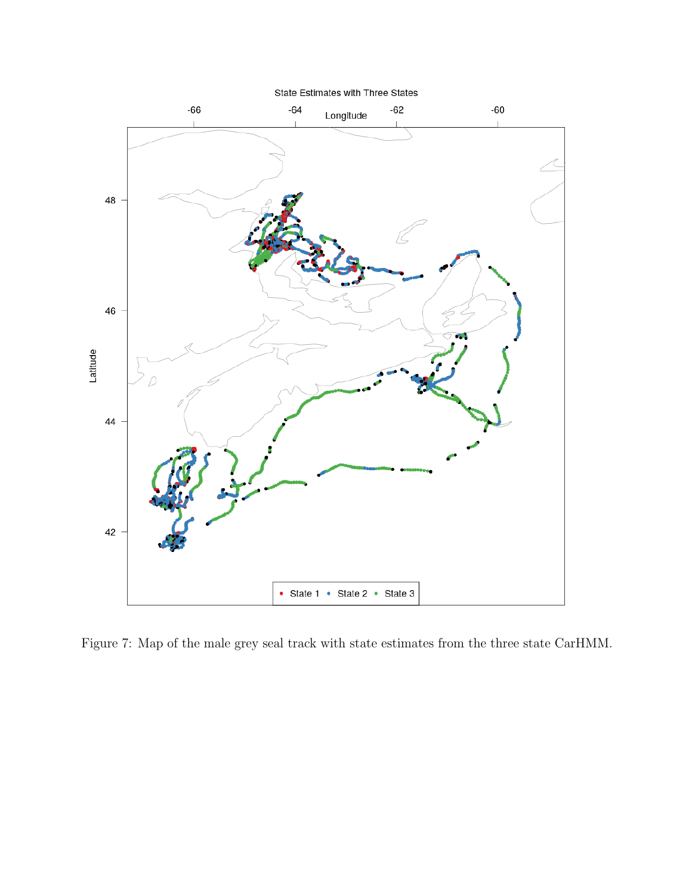State Estimates with Three States

Longitude

-66
-64
-62
-60

Latitude

48
46
44
42

State 1 State 2 State 3

Figure 7: Map of the male grey seal track with state estimates from the three state CarHMM.